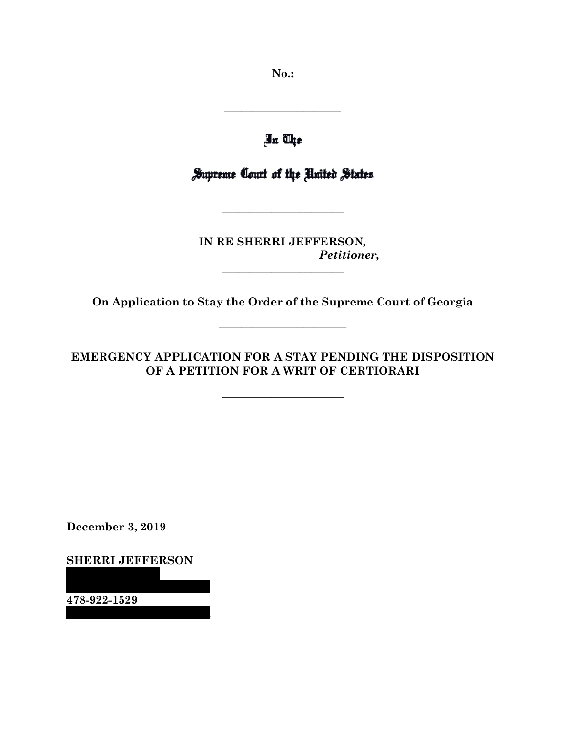**No.:**

---

# In The

# Supreme Court of the United States

---

**IN RE SHERRI JEFFERSON,**
***Petitioner,***

---

**On Application to Stay the Order of the Supreme Court of Georgia**

---

## EMERGENCY APPLICATION FOR A STAY PENDING THE DISPOSITION OF A PETITION FOR A WRIT OF CERTIORARI

---

**December 3, 2019**

**SHERRI JEFFERSON**

**478-922-1529**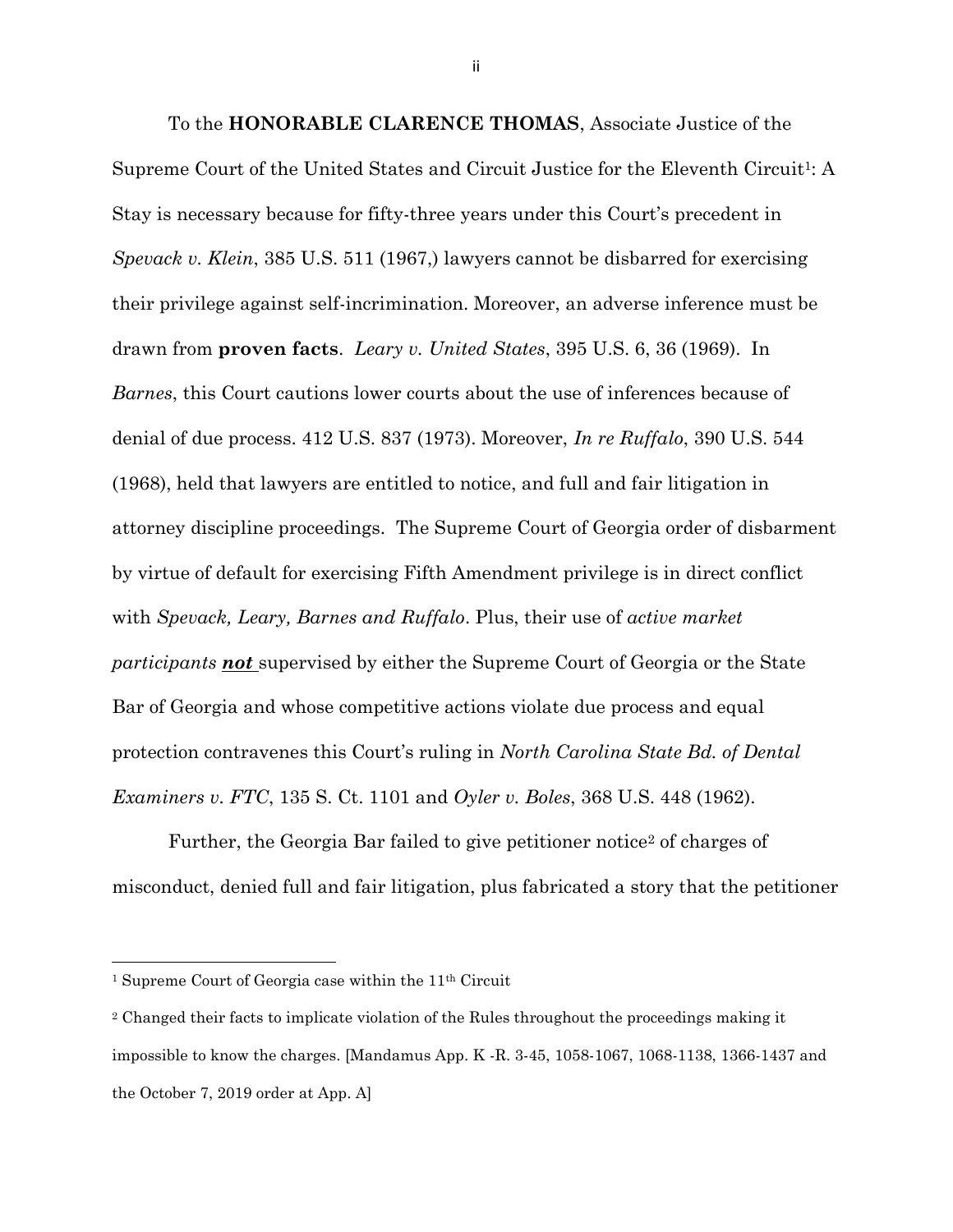To the **HONORABLE CLARENCE THOMAS**, Associate Justice of the Supreme Court of the United States and Circuit Justice for the Eleventh Circuit[1]: A Stay is necessary because for fifty-three years under this Court's precedent in *Spevack v. Klein*, 385 U.S. 511 (1967,) lawyers cannot be disbarred for exercising their privilege against self-incrimination. Moreover, an adverse inference must be drawn from **proven facts**. *Leary v. United States*, 395 U.S. 6, 36 (1969). In *Barnes*, this Court cautions lower courts about the use of inferences because of denial of due process. 412 U.S. 837 (1973). Moreover, *In re Ruffalo*, 390 U.S. 544 (1968), held that lawyers are entitled to notice, and full and fair litigation in attorney discipline proceedings. The Supreme Court of Georgia order of disbarment by virtue of default for exercising Fifth Amendment privilege is in direct conflict with *Spevack, Leary, Barnes and Ruffalo*. Plus, their use of *active market participants **<u>not</u>** supervised* by either the Supreme Court of Georgia or the State Bar of Georgia and whose competitive actions violate due process and equal protection contravenes this Court's ruling in *North Carolina State Bd. of Dental Examiners v. FTC*, 135 S. Ct. 1101 and *Oyler v. Boles*, 368 U.S. 448 (1962).

Further, the Georgia Bar failed to give petitioner notice[2] of charges of misconduct, denied full and fair litigation, plus fabricated a story that the petitioner

---

[1] Supreme Court of Georgia case within the 11th Circuit

[2] Changed their facts to implicate violation of the Rules throughout the proceedings making it impossible to know the charges. [Mandamus App. K -R. 3-45, 1058-1067, 1068-1138, 1366-1437 and the October 7, 2019 order at App. A]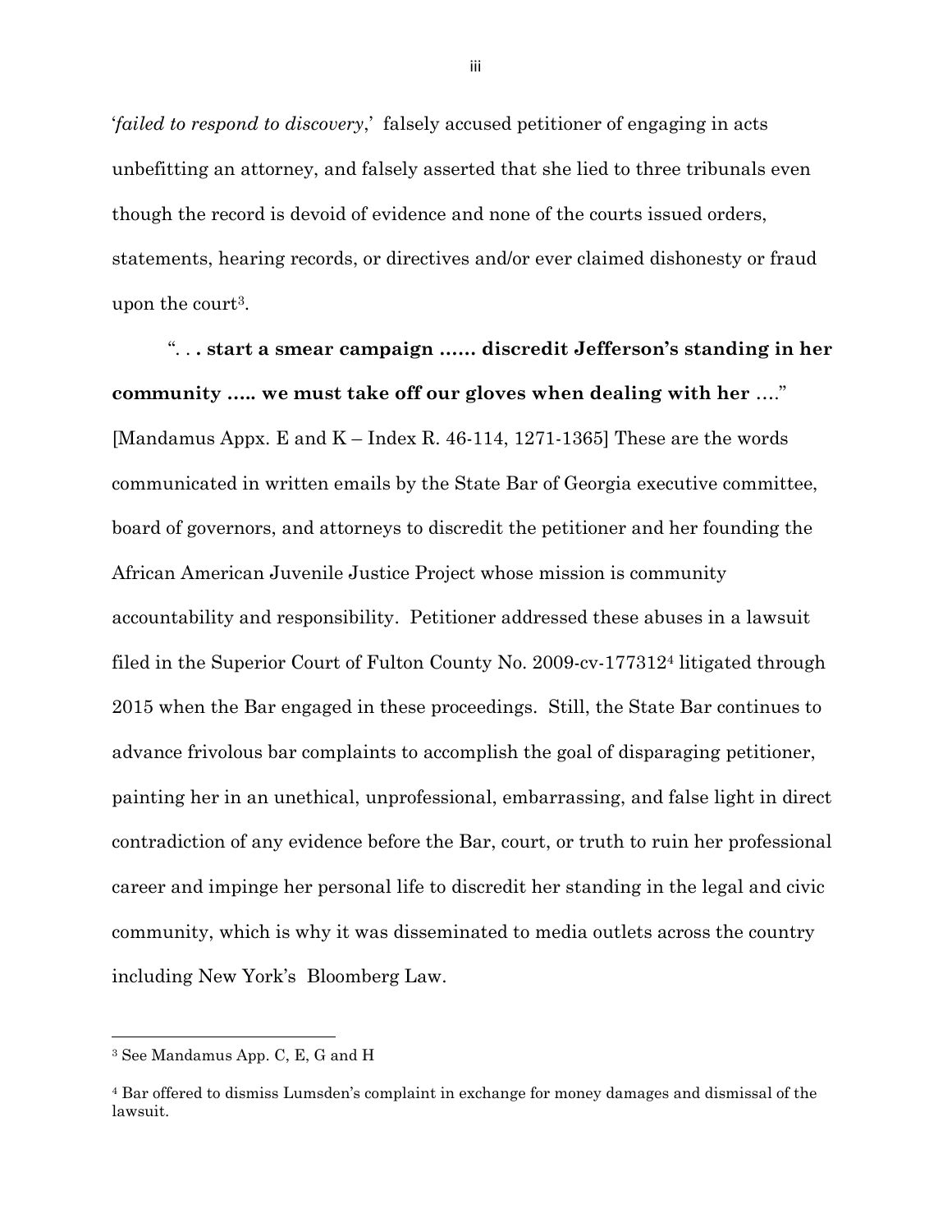'*failed to respond to discovery*,' falsely accused petitioner of engaging in acts unbefitting an attorney, and falsely asserted that she lied to three tribunals even though the record is devoid of evidence and none of the courts issued orders, statements, hearing records, or directives and/or ever claimed dishonesty or fraud upon the court[3].

". . . **start a smear campaign …… discredit Jefferson's standing in her community ….. we must take off our gloves when dealing with her** …." [Mandamus Appx. E and K – Index R. 46-114, 1271-1365] These are the words communicated in written emails by the State Bar of Georgia executive committee, board of governors, and attorneys to discredit the petitioner and her founding the African American Juvenile Justice Project whose mission is community accountability and responsibility. Petitioner addressed these abuses in a lawsuit filed in the Superior Court of Fulton County No. 2009-cv-177312[4] litigated through 2015 when the Bar engaged in these proceedings. Still, the State Bar continues to advance frivolous bar complaints to accomplish the goal of disparaging petitioner, painting her in an unethical, unprofessional, embarrassing, and false light in direct contradiction of any evidence before the Bar, court, or truth to ruin her professional career and impinge her personal life to discredit her standing in the legal and civic community, which is why it was disseminated to media outlets across the country including New York's Bloomberg Law.

---

[3] See Mandamus App. C, E, G and H

[4] Bar offered to dismiss Lumsden's complaint in exchange for money damages and dismissal of the lawsuit.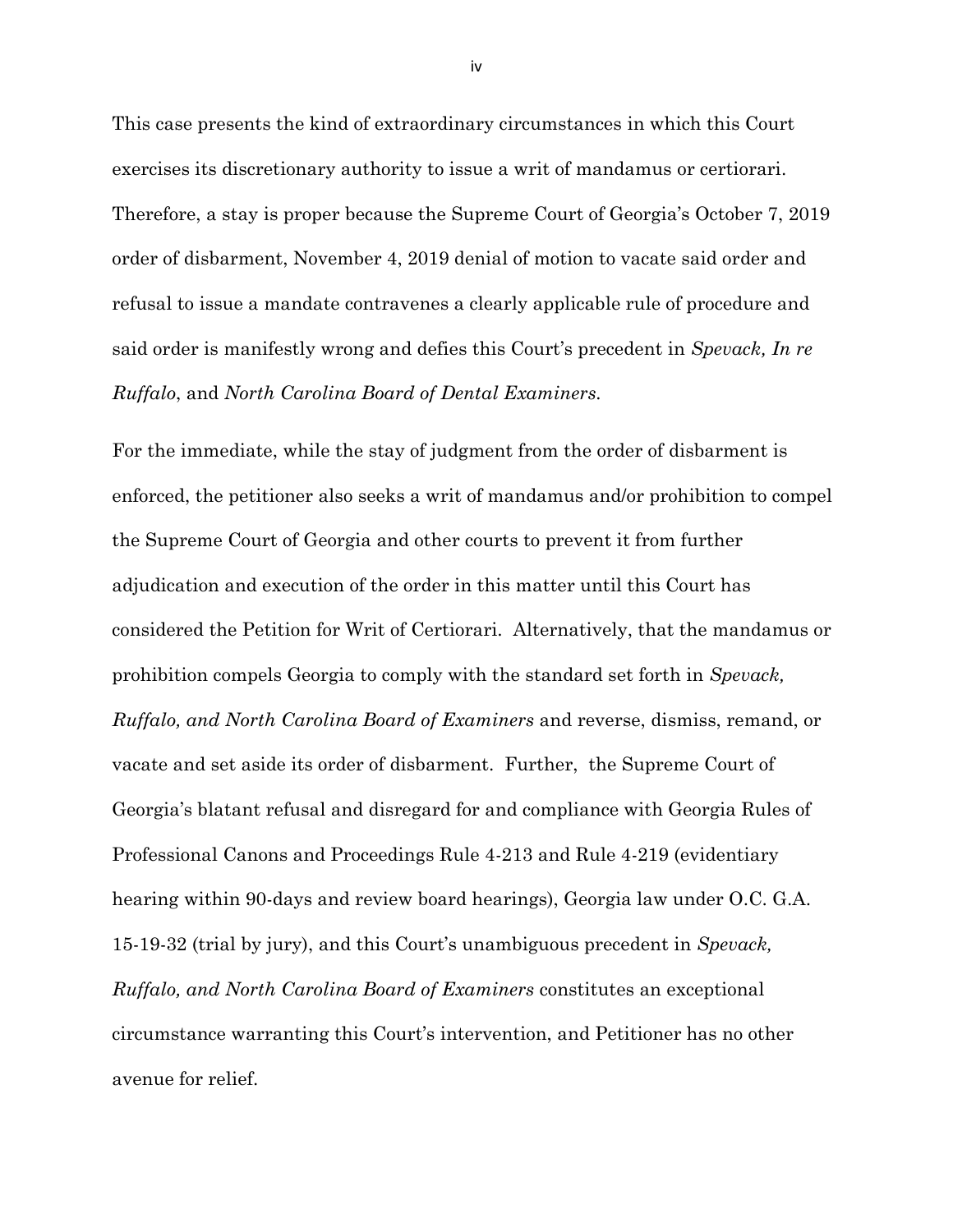This case presents the kind of extraordinary circumstances in which this Court exercises its discretionary authority to issue a writ of mandamus or certiorari. Therefore, a stay is proper because the Supreme Court of Georgia's October 7, 2019 order of disbarment, November 4, 2019 denial of motion to vacate said order and refusal to issue a mandate contravenes a clearly applicable rule of procedure and said order is manifestly wrong and defies this Court's precedent in *Spevack, In re Ruffalo*, and *North Carolina Board of Dental Examiners*.

For the immediate, while the stay of judgment from the order of disbarment is enforced, the petitioner also seeks a writ of mandamus and/or prohibition to compel the Supreme Court of Georgia and other courts to prevent it from further adjudication and execution of the order in this matter until this Court has considered the Petition for Writ of Certiorari. Alternatively, that the mandamus or prohibition compels Georgia to comply with the standard set forth in *Spevack, Ruffalo, and North Carolina Board of Examiners* and reverse, dismiss, remand, or vacate and set aside its order of disbarment. Further, the Supreme Court of Georgia's blatant refusal and disregard for and compliance with Georgia Rules of Professional Canons and Proceedings Rule 4-213 and Rule 4-219 (evidentiary hearing within 90-days and review board hearings), Georgia law under O.C. G.A. 15-19-32 (trial by jury), and this Court's unambiguous precedent in *Spevack, Ruffalo, and North Carolina Board of Examiners* constitutes an exceptional circumstance warranting this Court's intervention, and Petitioner has no other avenue for relief.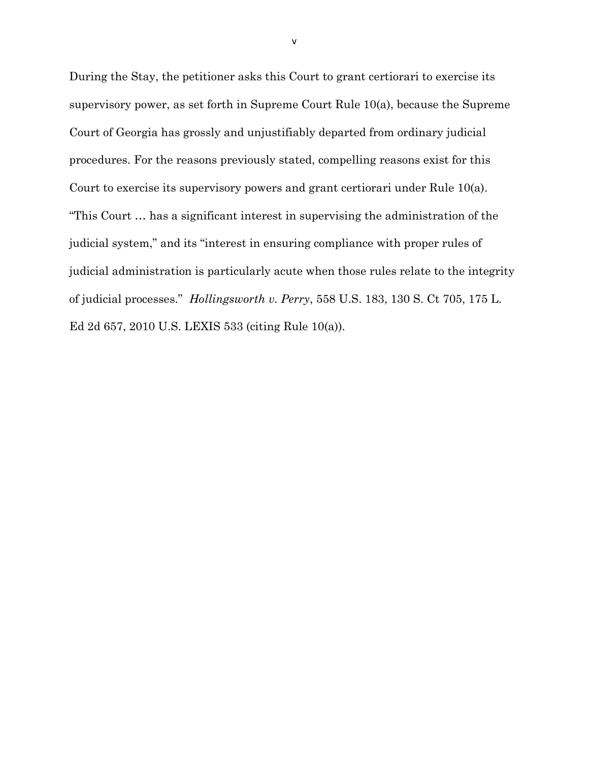During the Stay, the petitioner asks this Court to grant certiorari to exercise its supervisory power, as set forth in Supreme Court Rule 10(a), because the Supreme Court of Georgia has grossly and unjustifiably departed from ordinary judicial procedures. For the reasons previously stated, compelling reasons exist for this Court to exercise its supervisory powers and grant certiorari under Rule 10(a). "This Court … has a significant interest in supervising the administration of the judicial system," and its "interest in ensuring compliance with proper rules of judicial administration is particularly acute when those rules relate to the integrity of judicial processes." *Hollingsworth v. Perry*, 558 U.S. 183, 130 S. Ct 705, 175 L. Ed 2d 657, 2010 U.S. LEXIS 533 (citing Rule 10(a)).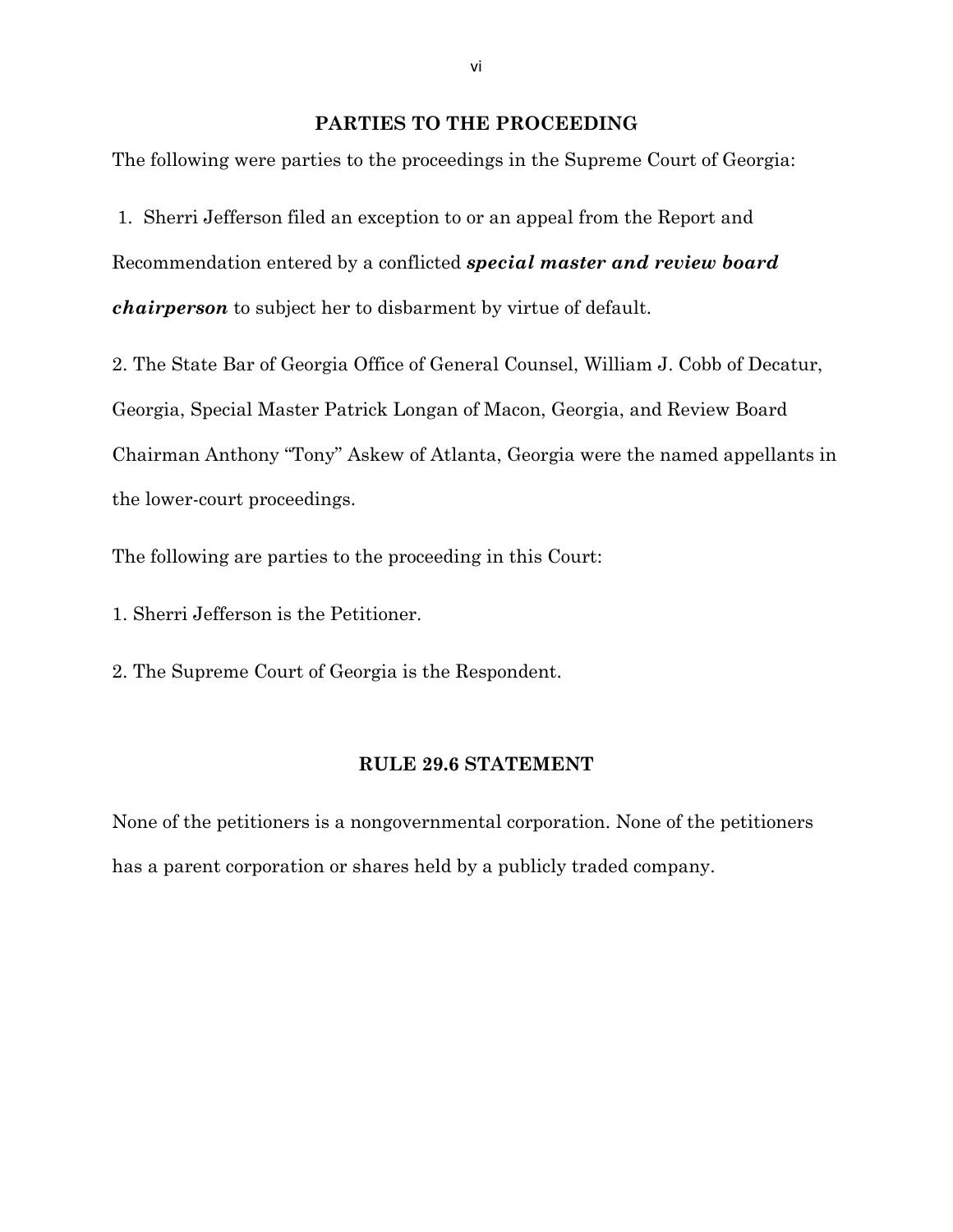## PARTIES TO THE PROCEEDING

The following were parties to the proceedings in the Supreme Court of Georgia:

1. Sherri Jefferson filed an exception to or an appeal from the Report and Recommendation entered by a conflicted ***special master and review board chairperson*** to subject her to disbarment by virtue of default.

2. The State Bar of Georgia Office of General Counsel, William J. Cobb of Decatur, Georgia, Special Master Patrick Longan of Macon, Georgia, and Review Board Chairman Anthony "Tony" Askew of Atlanta, Georgia were the named appellants in the lower-court proceedings.

The following are parties to the proceeding in this Court:

1. Sherri Jefferson is the Petitioner.

2. The Supreme Court of Georgia is the Respondent.

## RULE 29.6 STATEMENT

None of the petitioners is a nongovernmental corporation. None of the petitioners has a parent corporation or shares held by a publicly traded company.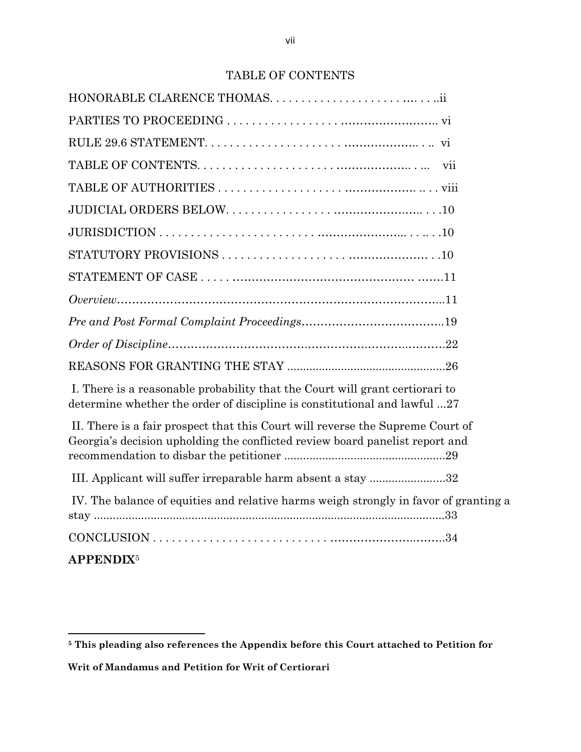# TABLE OF CONTENTS

HONORABLE CLARENCE THOMAS. . . . . . . . . . . . . . . . . . . . . . .... . . ..ii

PARTIES TO PROCEEDING . . . . . . . . . . . . . . . . . . ..……………….….. vi

RULE 29.6 STATEMENT. . . . . . . . . . . . . . . . . . . . . . ..………….….. . .. vi

TABLE OF CONTENTS. . . . . . . . . . . . . . . . . . . . . . . ..……………... . ... vii

TABLE OF AUTHORITIES . . . . . . . . . . . . . . . . . . . . ..……………. .. . . viii

JUDICIAL ORDERS BELOW. . . . . . . . . . . . . . . . . . ..…….……….…... . . .10

JURISDICTION . . . . . . . . . . . . . . . . . . . . . . . . ..………………... . . .. . .10

STATUTORY PROVISIONS . . . . . . . . . . . . . . . . . . . . ..………………. . .10

STATEMENT OF CASE . . . . . ..……………………………………… …….11

*Overview*……………………………………………………………………..11

*Pre and Post Formal Complaint Proceedings*………………………………..19

*Order of Discipline*……………………………………………………..……….22

REASONS FOR GRANTING THE STAY .................................................26

I. There is a reasonable probability that the Court will grant certiorari to determine whether the order of discipline is constitutional and lawful ...27

II. There is a fair prospect that this Court will reverse the Supreme Court of Georgia's decision upholding the conflicted review board panelist report and recommendation to disbar the petitioner ...................................................29

III. Applicant will suffer irreparable harm absent a stay .......................32

IV. The balance of equities and relative harms weigh strongly in favor of granting a stay ..............................................................................................................33

CONCLUSION . . . . . . . . . . . . . . . . . . . . . . . . . . . . ..………………..……..34

**APPENDIX**[5]

---

[5] **This pleading also references the Appendix before this Court attached to Petition for Writ of Mandamus and Petition for Writ of Certiorari**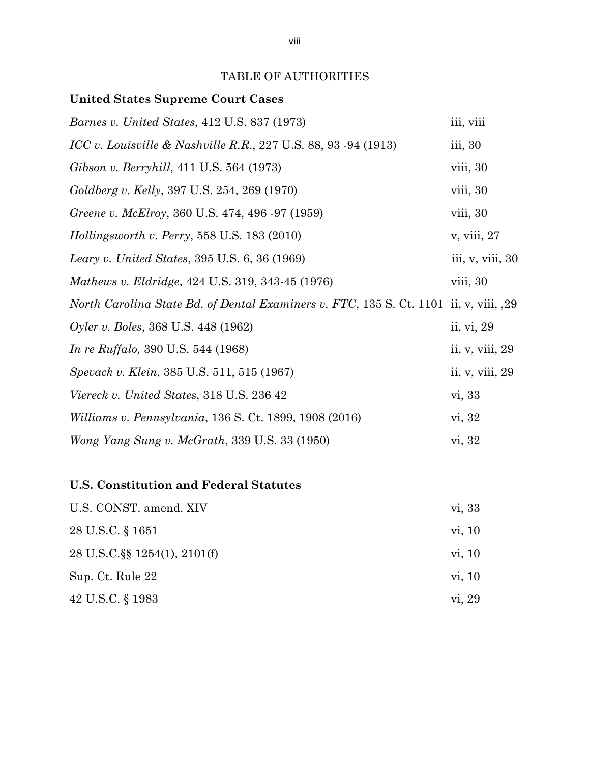# TABLE OF AUTHORITIES

## United States Supreme Court Cases

| | |
|---|---|
| *Barnes v. United States*, 412 U.S. 837 (1973) | iii, viii |
| *ICC v. Louisville & Nashville R.R.*, 227 U.S. 88, 93 -94 (1913) | iii, 30 |
| *Gibson v. Berryhill*, 411 U.S. 564 (1973) | viii, 30 |
| *Goldberg v. Kelly*, 397 U.S. 254, 269 (1970) | viii, 30 |
| *Greene v. McElroy*, 360 U.S. 474, 496 -97 (1959) | viii, 30 |
| *Hollingsworth v. Perry*, 558 U.S. 183 (2010) | v, viii, 27 |
| *Leary v. United States*, 395 U.S. 6, 36 (1969) | iii, v, viii, 30 |
| *Mathews v. Eldridge*, 424 U.S. 319, 343-45 (1976) | viii, 30 |
| *North Carolina State Bd. of Dental Examiners v. FTC*, 135 S. Ct. 1101 | ii, v, viii, ,29 |
| *Oyler v. Boles*, 368 U.S. 448 (1962) | ii, vi, 29 |
| *In re Ruffalo,* 390 U.S. 544 (1968) | ii, v, viii, 29 |
| *Spevack v. Klein*, 385 U.S. 511, 515 (1967) | ii, v, viii, 29 |
| *Viereck v. United States*, 318 U.S. 236 42 | vi, 33 |
| *Williams v. Pennsylvania*, 136 S. Ct. 1899, 1908 (2016) | vi, 32 |
| *Wong Yang Sung v. McGrath*, 339 U.S. 33 (1950) | vi, 32 |

## U.S. Constitution and Federal Statutes

| | |
|---|---|
| U.S. CONST. amend. XIV | vi, 33 |
| 28 U.S.C. § 1651 | vi, 10 |
| 28 U.S.C.§§ 1254(1), 2101(f) | vi, 10 |
| Sup. Ct. Rule 22 | vi, 10 |
| 42 U.S.C. § 1983 | vi, 29 |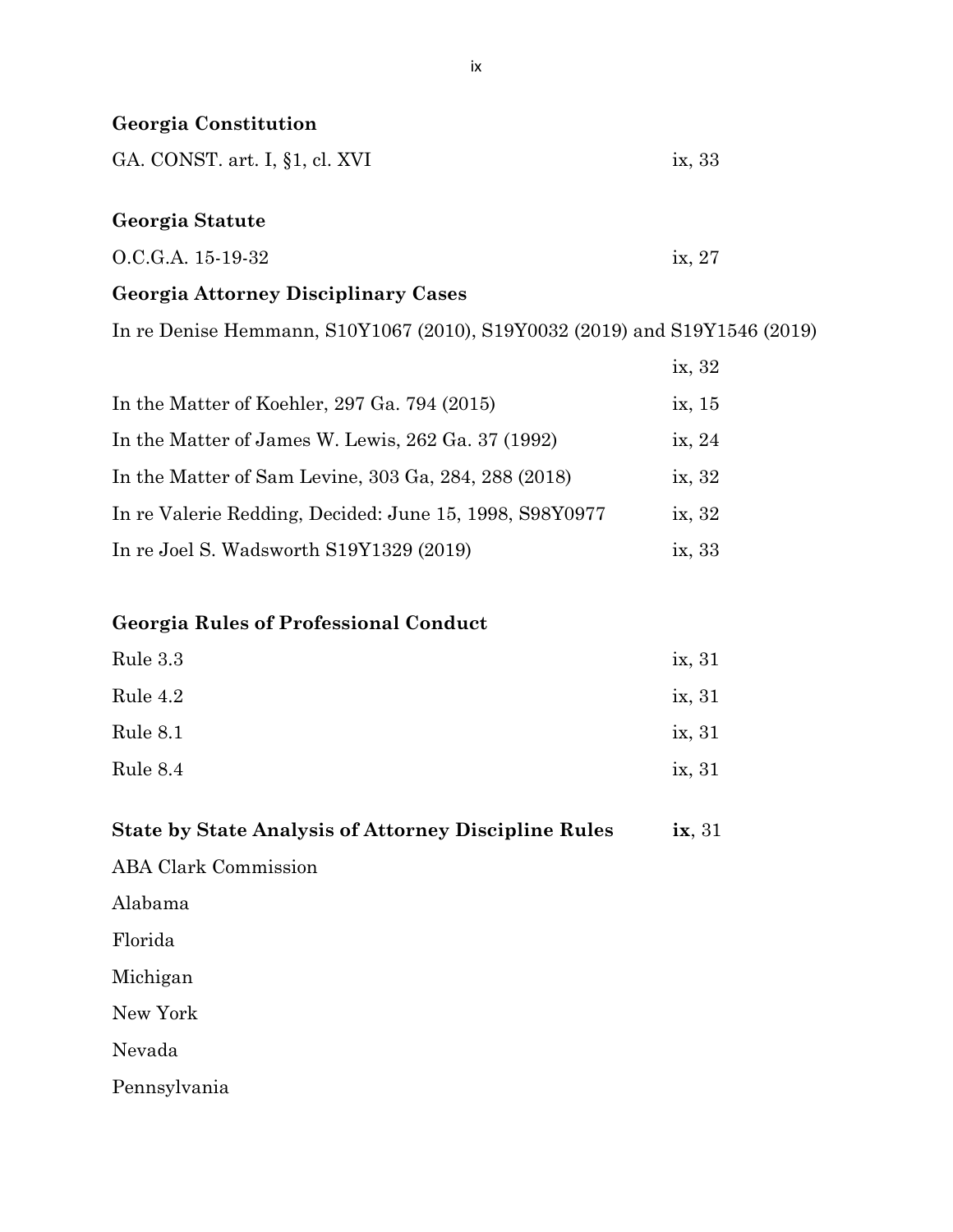**Georgia Constitution**

GA. CONST. art. I, §1, cl. XVI ix, 33

**Georgia Statute**

O.C.G.A. 15-19-32 ix, 27

**Georgia Attorney Disciplinary Cases**

In re Denise Hemmann, S10Y1067 (2010), S19Y0032 (2019) and S19Y1546 (2019) ix, 32

In the Matter of Koehler, 297 Ga. 794 (2015) ix, 15

In the Matter of James W. Lewis, 262 Ga. 37 (1992) ix, 24

In the Matter of Sam Levine, 303 Ga, 284, 288 (2018) ix, 32

In re Valerie Redding, Decided: June 15, 1998, S98Y0977 ix, 32

In re Joel S. Wadsworth S19Y1329 (2019) ix, 33

**Georgia Rules of Professional Conduct**

Rule 3.3 ix, 31

Rule 4.2 ix, 31

Rule 8.1 ix, 31

Rule 8.4 ix, 31

**State by State Analysis of Attorney Discipline Rules** **ix**, 31

ABA Clark Commission

Alabama

Florida

Michigan

New York

Nevada

Pennsylvania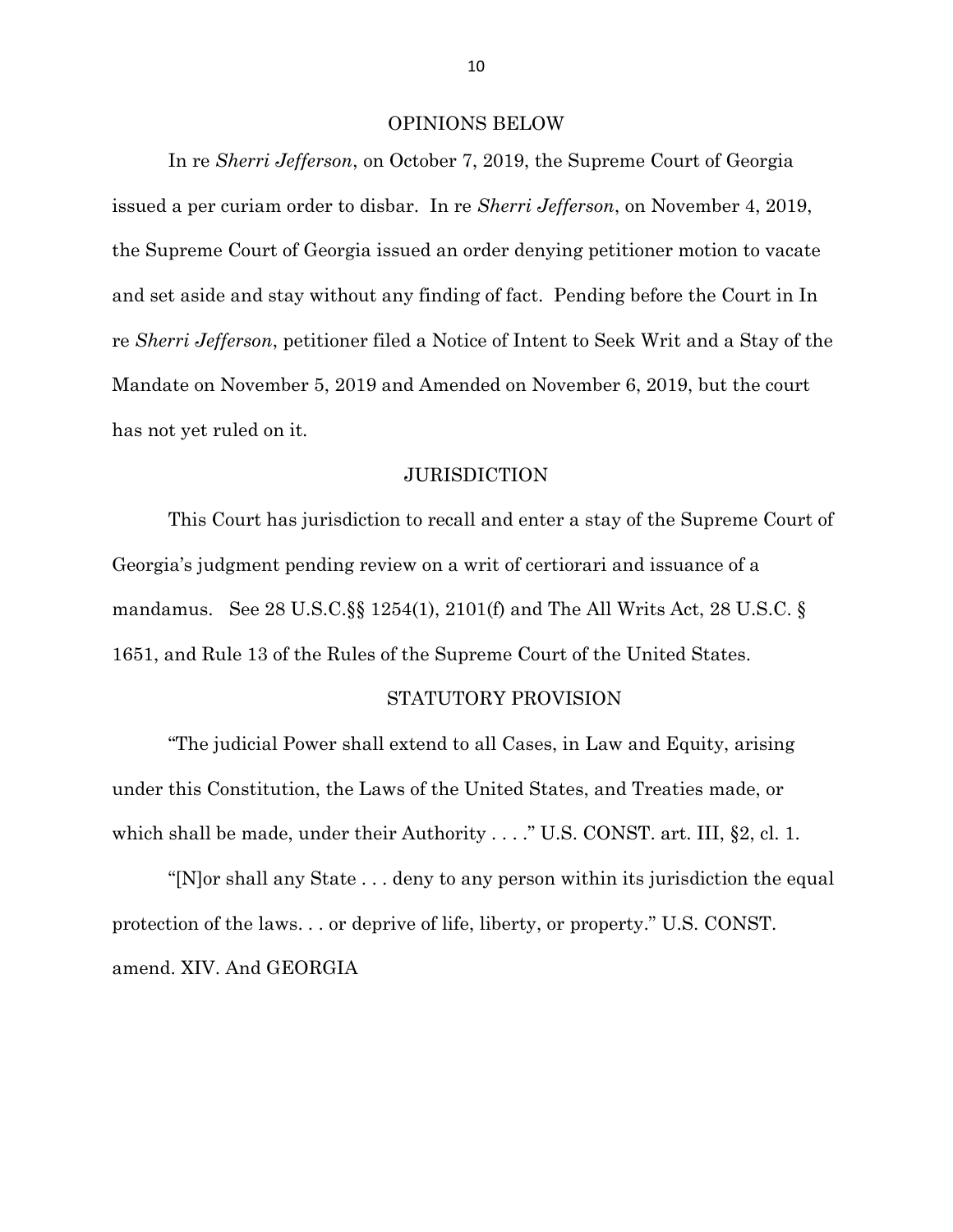## OPINIONS BELOW

In re *Sherri Jefferson*, on October 7, 2019, the Supreme Court of Georgia issued a per curiam order to disbar. In re *Sherri Jefferson*, on November 4, 2019, the Supreme Court of Georgia issued an order denying petitioner motion to vacate and set aside and stay without any finding of fact. Pending before the Court in In re *Sherri Jefferson*, petitioner filed a Notice of Intent to Seek Writ and a Stay of the Mandate on November 5, 2019 and Amended on November 6, 2019, but the court has not yet ruled on it.

## JURISDICTION

This Court has jurisdiction to recall and enter a stay of the Supreme Court of Georgia's judgment pending review on a writ of certiorari and issuance of a mandamus. See 28 U.S.C.§§ 1254(1), 2101(f) and The All Writs Act, 28 U.S.C. § 1651, and Rule 13 of the Rules of the Supreme Court of the United States.

## STATUTORY PROVISION

"The judicial Power shall extend to all Cases, in Law and Equity, arising under this Constitution, the Laws of the United States, and Treaties made, or which shall be made, under their Authority . . . ." U.S. CONST. art. III, §2, cl. 1.

"[N]or shall any State . . . deny to any person within its jurisdiction the equal protection of the laws. . . or deprive of life, liberty, or property." U.S. CONST. amend. XIV. And GEORGIA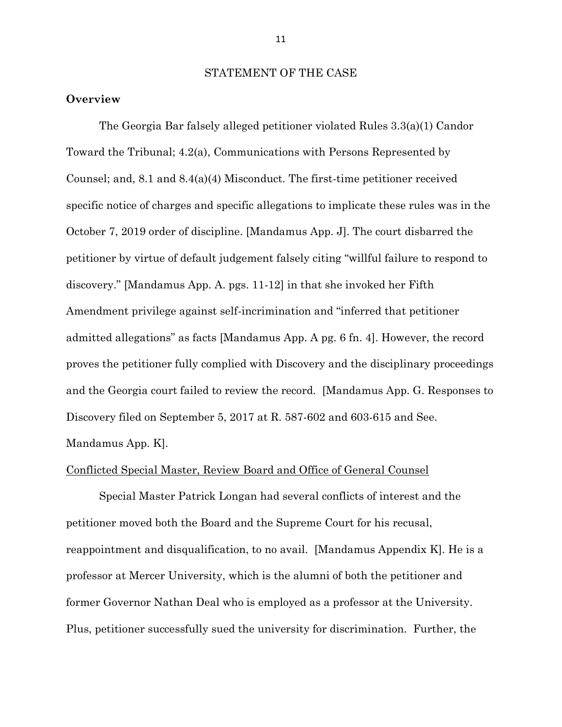## STATEMENT OF THE CASE

**Overview**

The Georgia Bar falsely alleged petitioner violated Rules 3.3(a)(1) Candor Toward the Tribunal; 4.2(a), Communications with Persons Represented by Counsel; and, 8.1 and 8.4(a)(4) Misconduct. The first-time petitioner received specific notice of charges and specific allegations to implicate these rules was in the October 7, 2019 order of discipline. [Mandamus App. J]. The court disbarred the petitioner by virtue of default judgement falsely citing "willful failure to respond to discovery." [Mandamus App. A. pgs. 11-12] in that she invoked her Fifth Amendment privilege against self-incrimination and "inferred that petitioner admitted allegations" as facts [Mandamus App. A pg. 6 fn. 4]. However, the record proves the petitioner fully complied with Discovery and the disciplinary proceedings and the Georgia court failed to review the record. [Mandamus App. G. Responses to Discovery filed on September 5, 2017 at R. 587-602 and 603-615 and See. Mandamus App. K].

<u>Conflicted Special Master, Review Board and Office of General Counsel</u>

Special Master Patrick Longan had several conflicts of interest and the petitioner moved both the Board and the Supreme Court for his recusal, reappointment and disqualification, to no avail. [Mandamus Appendix K]. He is a professor at Mercer University, which is the alumni of both the petitioner and former Governor Nathan Deal who is employed as a professor at the University. Plus, petitioner successfully sued the university for discrimination. Further, the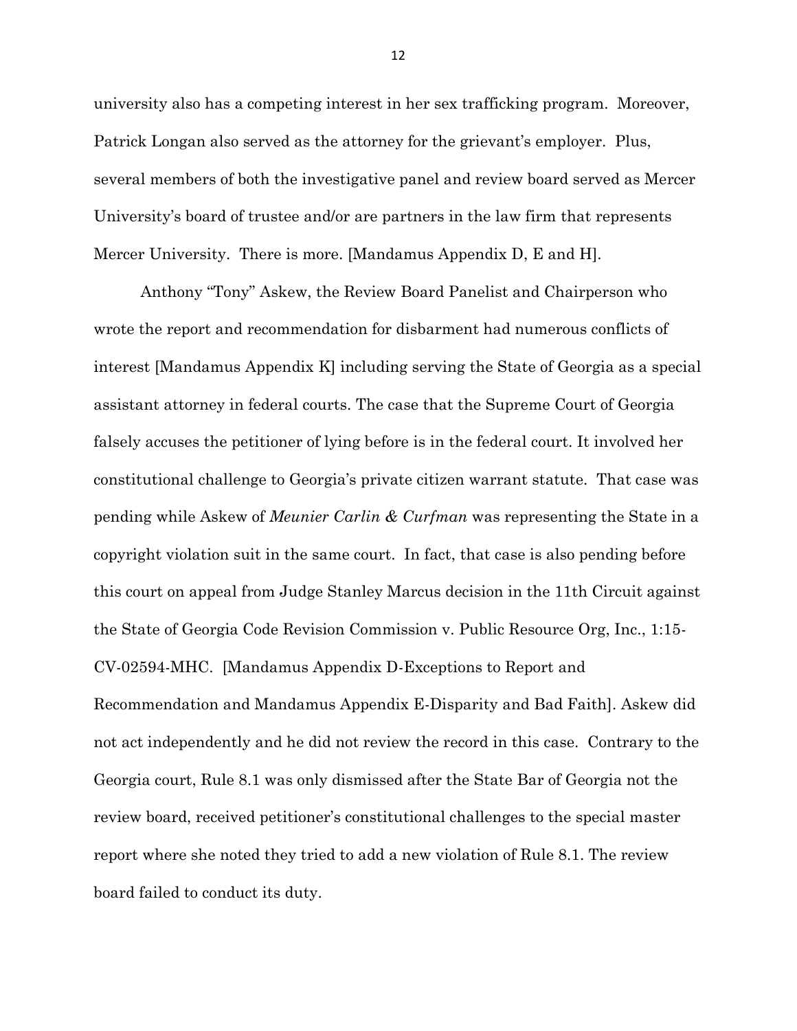university also has a competing interest in her sex trafficking program. Moreover, Patrick Longan also served as the attorney for the grievant's employer. Plus, several members of both the investigative panel and review board served as Mercer University's board of trustee and/or are partners in the law firm that represents Mercer University. There is more. [Mandamus Appendix D, E and H].

Anthony "Tony" Askew, the Review Board Panelist and Chairperson who wrote the report and recommendation for disbarment had numerous conflicts of interest [Mandamus Appendix K] including serving the State of Georgia as a special assistant attorney in federal courts. The case that the Supreme Court of Georgia falsely accuses the petitioner of lying before is in the federal court. It involved her constitutional challenge to Georgia's private citizen warrant statute. That case was pending while Askew of *Meunier Carlin & Curfman* was representing the State in a copyright violation suit in the same court. In fact, that case is also pending before this court on appeal from Judge Stanley Marcus decision in the 11th Circuit against the State of Georgia Code Revision Commission v. Public Resource Org, Inc., 1:15-CV-02594-MHC. [Mandamus Appendix D-Exceptions to Report and Recommendation and Mandamus Appendix E-Disparity and Bad Faith]. Askew did not act independently and he did not review the record in this case. Contrary to the Georgia court, Rule 8.1 was only dismissed after the State Bar of Georgia not the review board, received petitioner's constitutional challenges to the special master report where she noted they tried to add a new violation of Rule 8.1. The review board failed to conduct its duty.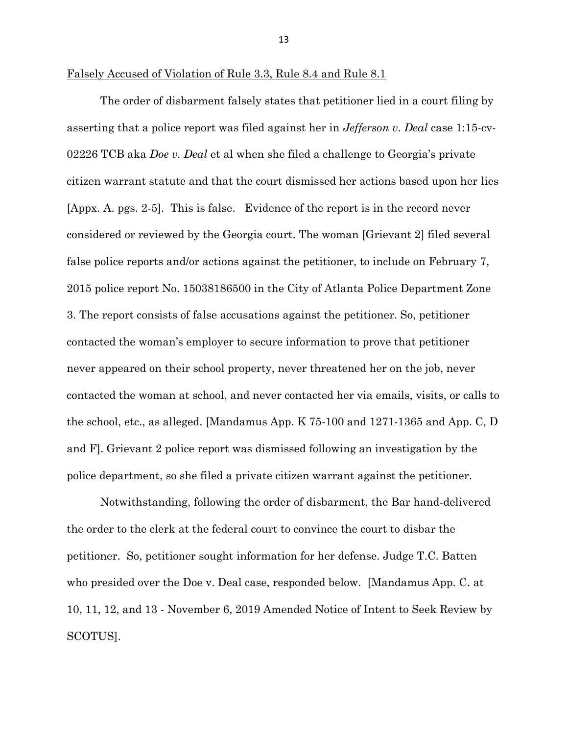<u>Falsely Accused of Violation of Rule 3.3, Rule 8.4 and Rule 8.1</u>

The order of disbarment falsely states that petitioner lied in a court filing by asserting that a police report was filed against her in *Jefferson v. Deal* case 1:15-cv-02226 TCB aka *Doe v. Deal* et al when she filed a challenge to Georgia's private citizen warrant statute and that the court dismissed her actions based upon her lies [Appx. A. pgs. 2-5]. This is false. Evidence of the report is in the record never considered or reviewed by the Georgia court. The woman [Grievant 2] filed several false police reports and/or actions against the petitioner, to include on February 7, 2015 police report No. 15038186500 in the City of Atlanta Police Department Zone 3. The report consists of false accusations against the petitioner. So, petitioner contacted the woman's employer to secure information to prove that petitioner never appeared on their school property, never threatened her on the job, never contacted the woman at school, and never contacted her via emails, visits, or calls to the school, etc., as alleged. [Mandamus App. K 75-100 and 1271-1365 and App. C, D and F]. Grievant 2 police report was dismissed following an investigation by the police department, so she filed a private citizen warrant against the petitioner.

Notwithstanding, following the order of disbarment, the Bar hand-delivered the order to the clerk at the federal court to convince the court to disbar the petitioner. So, petitioner sought information for her defense. Judge T.C. Batten who presided over the Doe v. Deal case, responded below. [Mandamus App. C. at 10, 11, 12, and 13 - November 6, 2019 Amended Notice of Intent to Seek Review by SCOTUS].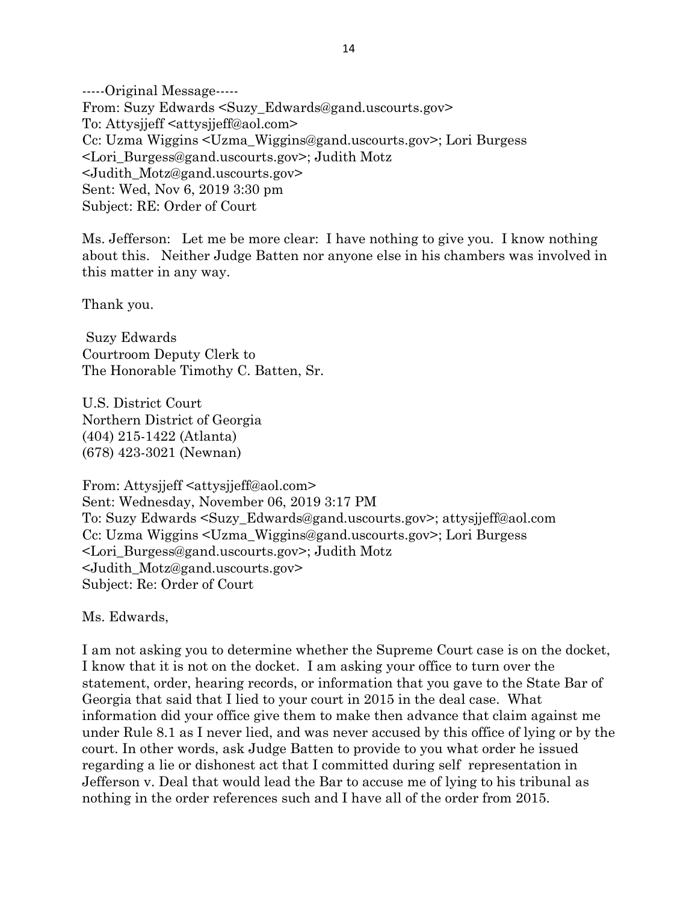-----Original Message-----
From: Suzy Edwards <Suzy_Edwards@gand.uscourts.gov>
To: Attysjjeff <attysjjeff@aol.com>
Cc: Uzma Wiggins <Uzma_Wiggins@gand.uscourts.gov>; Lori Burgess <Lori_Burgess@gand.uscourts.gov>; Judith Motz <Judith_Motz@gand.uscourts.gov>
Sent: Wed, Nov 6, 2019 3:30 pm
Subject: RE: Order of Court

Ms. Jefferson: Let me be more clear: I have nothing to give you. I know nothing about this. Neither Judge Batten nor anyone else in his chambers was involved in this matter in any way.

Thank you.

Suzy Edwards
Courtroom Deputy Clerk to
The Honorable Timothy C. Batten, Sr.

U.S. District Court
Northern District of Georgia
(404) 215-1422 (Atlanta)
(678) 423-3021 (Newnan)

From: Attysjjeff <attysjjeff@aol.com>
Sent: Wednesday, November 06, 2019 3:17 PM
To: Suzy Edwards <Suzy_Edwards@gand.uscourts.gov>; attysjjeff@aol.com
Cc: Uzma Wiggins <Uzma_Wiggins@gand.uscourts.gov>; Lori Burgess <Lori_Burgess@gand.uscourts.gov>; Judith Motz <Judith_Motz@gand.uscourts.gov>
Subject: Re: Order of Court

Ms. Edwards,

I am not asking you to determine whether the Supreme Court case is on the docket, I know that it is not on the docket. I am asking your office to turn over the statement, order, hearing records, or information that you gave to the State Bar of Georgia that said that I lied to your court in 2015 in the deal case. What information did your office give them to make then advance that claim against me under Rule 8.1 as I never lied, and was never accused by this office of lying or by the court. In other words, ask Judge Batten to provide to you what order he issued regarding a lie or dishonest act that I committed during self representation in Jefferson v. Deal that would lead the Bar to accuse me of lying to his tribunal as nothing in the order references such and I have all of the order from 2015.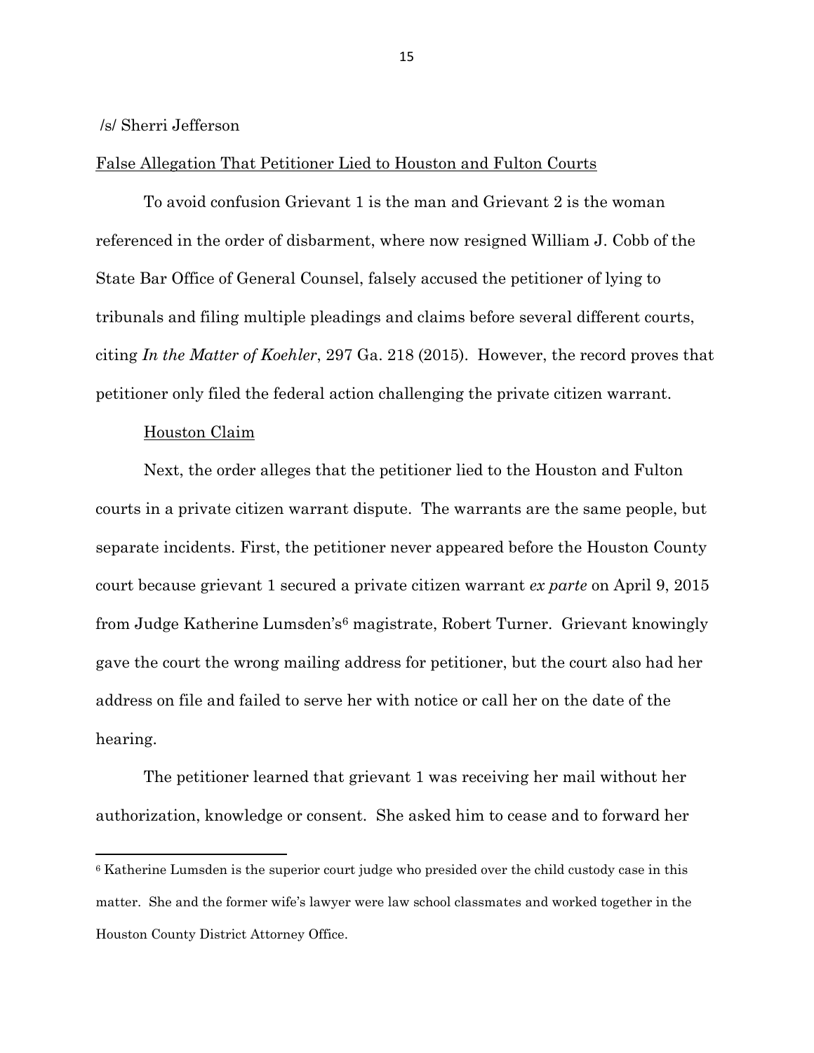/s/ Sherri Jefferson

False Allegation That Petitioner Lied to Houston and Fulton Courts

To avoid confusion Grievant 1 is the man and Grievant 2 is the woman referenced in the order of disbarment, where now resigned William J. Cobb of the State Bar Office of General Counsel, falsely accused the petitioner of lying to tribunals and filing multiple pleadings and claims before several different courts, citing *In the Matter of Koehler*, 297 Ga. 218 (2015). However, the record proves that petitioner only filed the federal action challenging the private citizen warrant.

Houston Claim

Next, the order alleges that the petitioner lied to the Houston and Fulton courts in a private citizen warrant dispute. The warrants are the same people, but separate incidents. First, the petitioner never appeared before the Houston County court because grievant 1 secured a private citizen warrant *ex parte* on April 9, 2015 from Judge Katherine Lumsden's[6] magistrate, Robert Turner. Grievant knowingly gave the court the wrong mailing address for petitioner, but the court also had her address on file and failed to serve her with notice or call her on the date of the hearing.

The petitioner learned that grievant 1 was receiving her mail without her authorization, knowledge or consent. She asked him to cease and to forward her

[6] Katherine Lumsden is the superior court judge who presided over the child custody case in this matter. She and the former wife's lawyer were law school classmates and worked together in the Houston County District Attorney Office.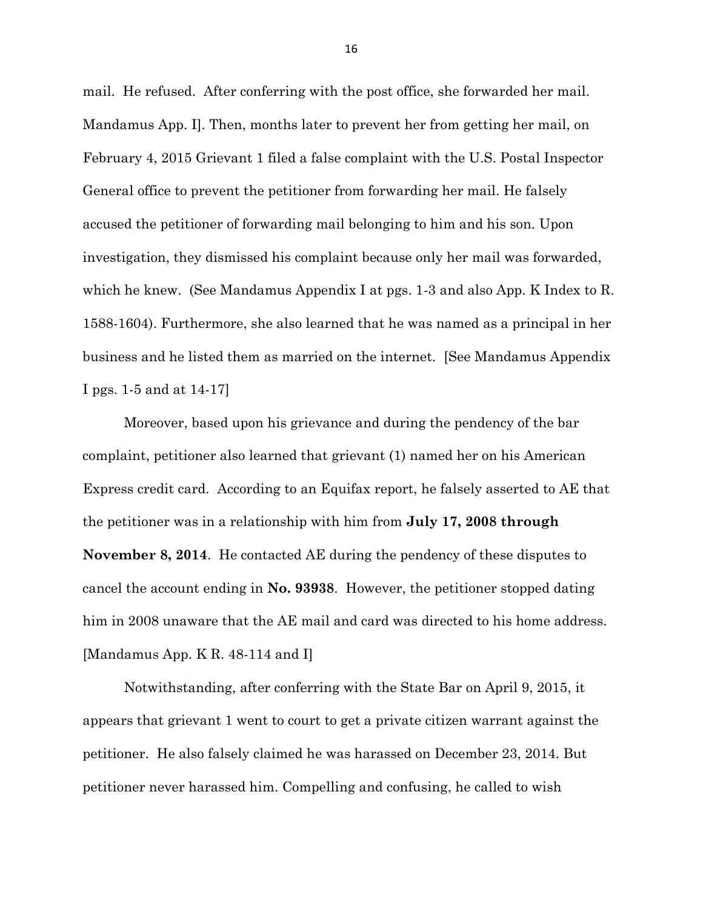mail. He refused. After conferring with the post office, she forwarded her mail. Mandamus App. I]. Then, months later to prevent her from getting her mail, on February 4, 2015 Grievant 1 filed a false complaint with the U.S. Postal Inspector General office to prevent the petitioner from forwarding her mail. He falsely accused the petitioner of forwarding mail belonging to him and his son. Upon investigation, they dismissed his complaint because only her mail was forwarded, which he knew. (See Mandamus Appendix I at pgs. 1-3 and also App. K Index to R. 1588-1604). Furthermore, she also learned that he was named as a principal in her business and he listed them as married on the internet. [See Mandamus Appendix I pgs. 1-5 and at 14-17]

Moreover, based upon his grievance and during the pendency of the bar complaint, petitioner also learned that grievant (1) named her on his American Express credit card. According to an Equifax report, he falsely asserted to AE that the petitioner was in a relationship with him from **July 17, 2008 through November 8, 2014**. He contacted AE during the pendency of these disputes to cancel the account ending in **No. 93938**. However, the petitioner stopped dating him in 2008 unaware that the AE mail and card was directed to his home address. [Mandamus App. K R. 48-114 and I]

Notwithstanding, after conferring with the State Bar on April 9, 2015, it appears that grievant 1 went to court to get a private citizen warrant against the petitioner. He also falsely claimed he was harassed on December 23, 2014. But petitioner never harassed him. Compelling and confusing, he called to wish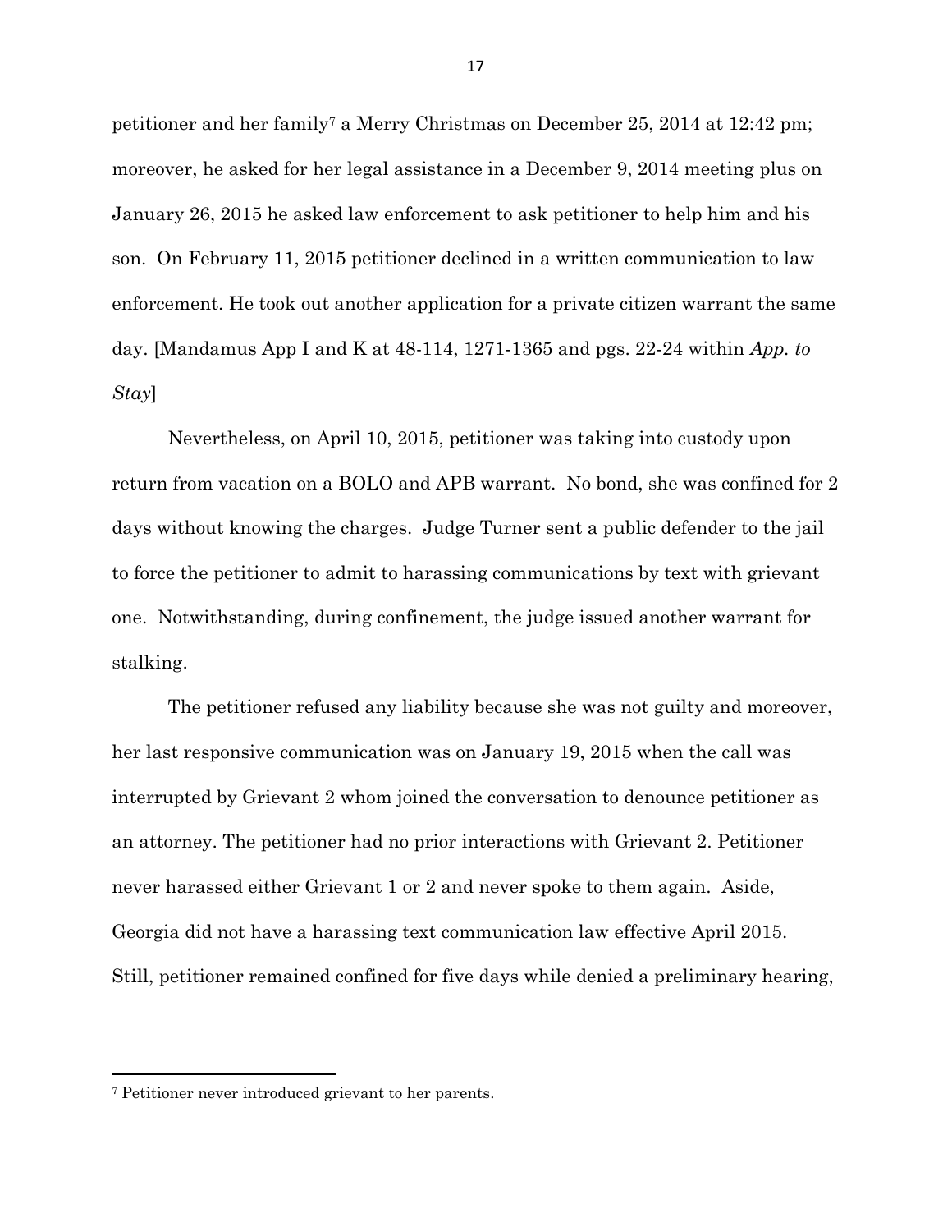petitioner and her family[7] a Merry Christmas on December 25, 2014 at 12:42 pm; moreover, he asked for her legal assistance in a December 9, 2014 meeting plus on January 26, 2015 he asked law enforcement to ask petitioner to help him and his son. On February 11, 2015 petitioner declined in a written communication to law enforcement. He took out another application for a private citizen warrant the same day. [Mandamus App I and K at 48-114, 1271-1365 and pgs. 22-24 within *App. to Stay*]

Nevertheless, on April 10, 2015, petitioner was taking into custody upon return from vacation on a BOLO and APB warrant. No bond, she was confined for 2 days without knowing the charges. Judge Turner sent a public defender to the jail to force the petitioner to admit to harassing communications by text with grievant one. Notwithstanding, during confinement, the judge issued another warrant for stalking.

The petitioner refused any liability because she was not guilty and moreover, her last responsive communication was on January 19, 2015 when the call was interrupted by Grievant 2 whom joined the conversation to denounce petitioner as an attorney. The petitioner had no prior interactions with Grievant 2. Petitioner never harassed either Grievant 1 or 2 and never spoke to them again. Aside, Georgia did not have a harassing text communication law effective April 2015. Still, petitioner remained confined for five days while denied a preliminary hearing,

---

[7] Petitioner never introduced grievant to her parents.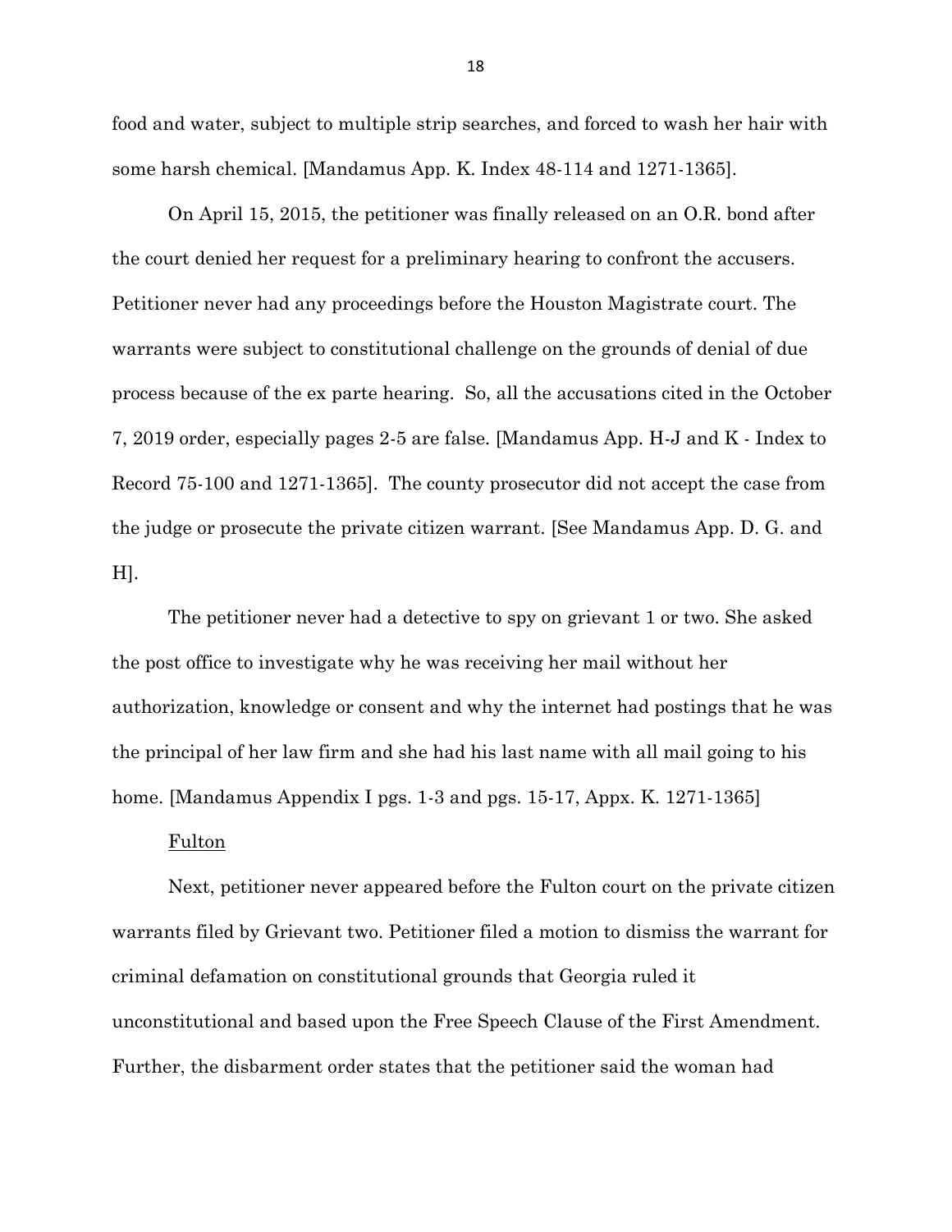food and water, subject to multiple strip searches, and forced to wash her hair with some harsh chemical. [Mandamus App. K. Index 48-114 and 1271-1365].

On April 15, 2015, the petitioner was finally released on an O.R. bond after the court denied her request for a preliminary hearing to confront the accusers. Petitioner never had any proceedings before the Houston Magistrate court. The warrants were subject to constitutional challenge on the grounds of denial of due process because of the ex parte hearing. So, all the accusations cited in the October 7, 2019 order, especially pages 2-5 are false. [Mandamus App. H-J and K - Index to Record 75-100 and 1271-1365]. The county prosecutor did not accept the case from the judge or prosecute the private citizen warrant. [See Mandamus App. D. G. and H].

The petitioner never had a detective to spy on grievant 1 or two. She asked the post office to investigate why he was receiving her mail without her authorization, knowledge or consent and why the internet had postings that he was the principal of her law firm and she had his last name with all mail going to his home. [Mandamus Appendix I pgs. 1-3 and pgs. 15-17, Appx. K. 1271-1365]

<u>Fulton</u>

Next, petitioner never appeared before the Fulton court on the private citizen warrants filed by Grievant two. Petitioner filed a motion to dismiss the warrant for criminal defamation on constitutional grounds that Georgia ruled it unconstitutional and based upon the Free Speech Clause of the First Amendment. Further, the disbarment order states that the petitioner said the woman had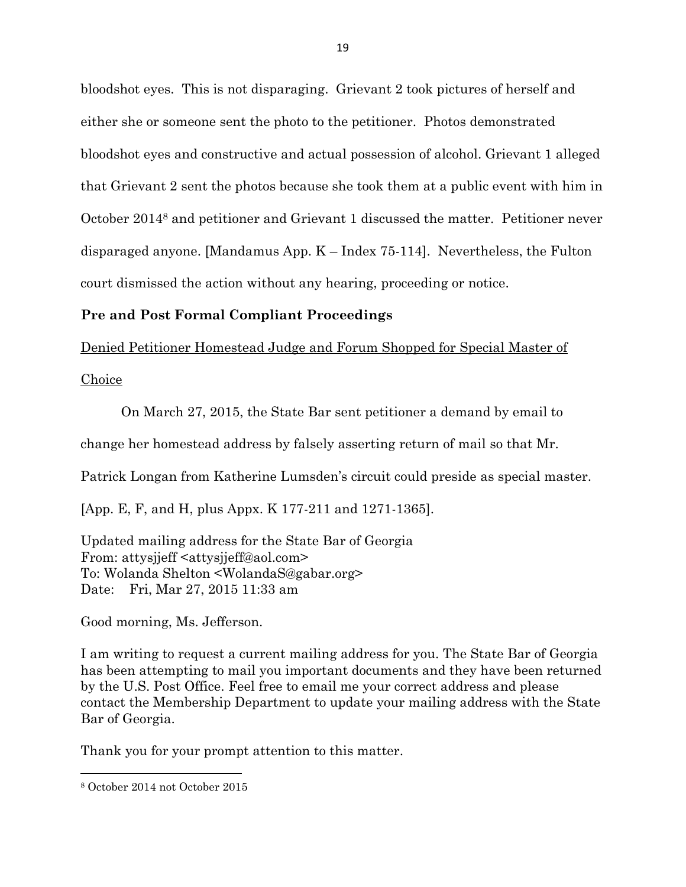bloodshot eyes. This is not disparaging. Grievant 2 took pictures of herself and either she or someone sent the photo to the petitioner. Photos demonstrated bloodshot eyes and constructive and actual possession of alcohol. Grievant 1 alleged that Grievant 2 sent the photos because she took them at a public event with him in October 2014[8] and petitioner and Grievant 1 discussed the matter. Petitioner never disparaged anyone. [Mandamus App. K – Index 75-114]. Nevertheless, the Fulton court dismissed the action without any hearing, proceeding or notice.

**Pre and Post Formal Compliant Proceedings**

<u>Denied Petitioner Homestead Judge and Forum Shopped for Special Master of Choice</u>

On March 27, 2015, the State Bar sent petitioner a demand by email to change her homestead address by falsely asserting return of mail so that Mr. Patrick Longan from Katherine Lumsden's circuit could preside as special master. [App. E, F, and H, plus Appx. K 177-211 and 1271-1365].

Updated mailing address for the State Bar of Georgia
From: attysjjeff <attysjjeff@aol.com>
To: Wolanda Shelton <WolandaS@gabar.org>
Date: Fri, Mar 27, 2015 11:33 am

Good morning, Ms. Jefferson.

I am writing to request a current mailing address for you. The State Bar of Georgia has been attempting to mail you important documents and they have been returned by the U.S. Post Office. Feel free to email me your correct address and please contact the Membership Department to update your mailing address with the State Bar of Georgia.

Thank you for your prompt attention to this matter.

[8] October 2014 not October 2015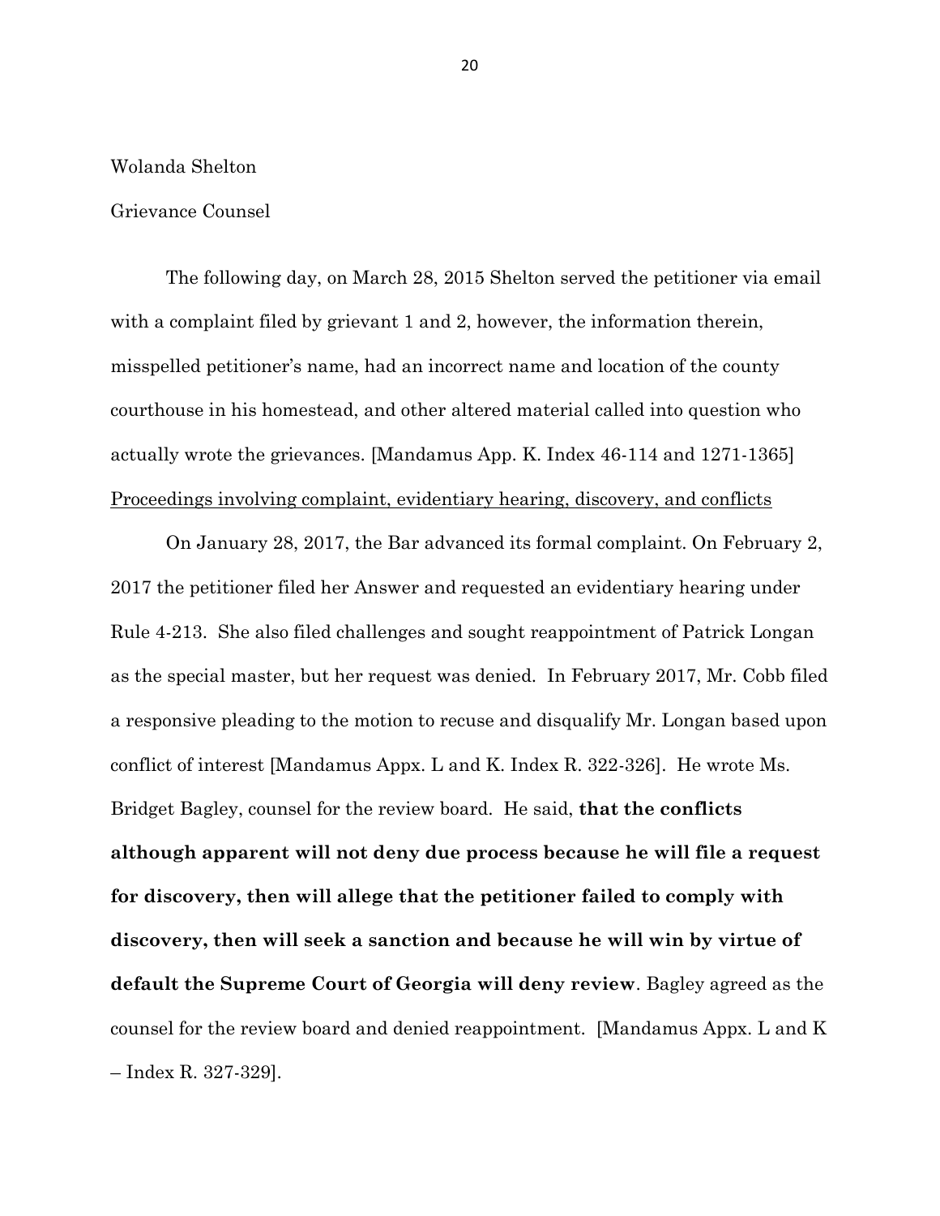Wolanda Shelton

Grievance Counsel

The following day, on March 28, 2015 Shelton served the petitioner via email with a complaint filed by grievant 1 and 2, however, the information therein, misspelled petitioner's name, had an incorrect name and location of the county courthouse in his homestead, and other altered material called into question who actually wrote the grievances. [Mandamus App. K. Index 46-114 and 1271-1365]

<u>Proceedings involving complaint, evidentiary hearing, discovery, and conflicts</u>

On January 28, 2017, the Bar advanced its formal complaint. On February 2, 2017 the petitioner filed her Answer and requested an evidentiary hearing under Rule 4-213. She also filed challenges and sought reappointment of Patrick Longan as the special master, but her request was denied. In February 2017, Mr. Cobb filed a responsive pleading to the motion to recuse and disqualify Mr. Longan based upon conflict of interest [Mandamus Appx. L and K. Index R. 322-326]. He wrote Ms. Bridget Bagley, counsel for the review board. He said, **that the conflicts although apparent will not deny due process because he will file a request for discovery, then will allege that the petitioner failed to comply with discovery, then will seek a sanction and because he will win by virtue of default the Supreme Court of Georgia will deny review**. Bagley agreed as the counsel for the review board and denied reappointment. [Mandamus Appx. L and K – Index R. 327-329].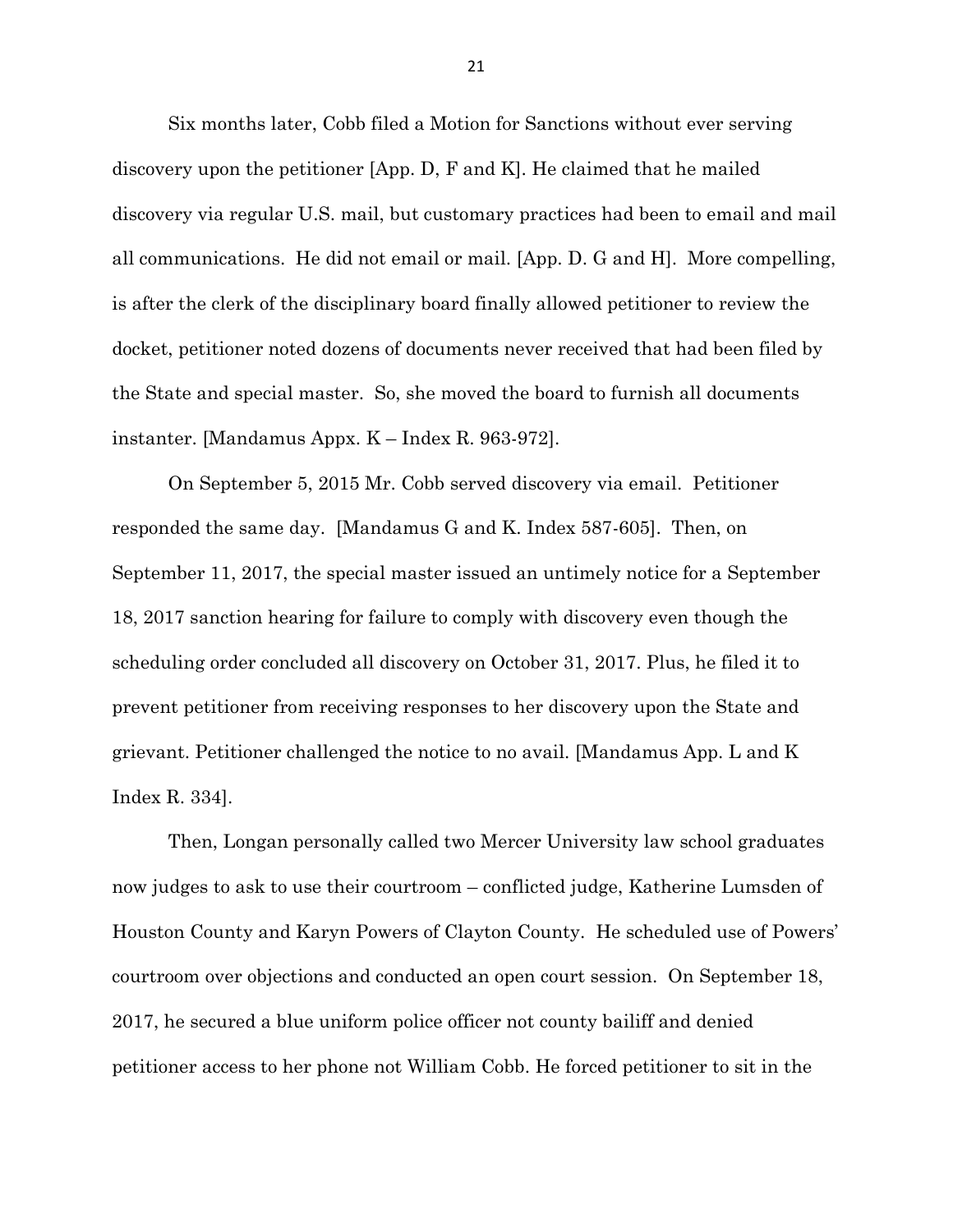Six months later, Cobb filed a Motion for Sanctions without ever serving discovery upon the petitioner [App. D, F and K]. He claimed that he mailed discovery via regular U.S. mail, but customary practices had been to email and mail all communications. He did not email or mail. [App. D. G and H]. More compelling, is after the clerk of the disciplinary board finally allowed petitioner to review the docket, petitioner noted dozens of documents never received that had been filed by the State and special master. So, she moved the board to furnish all documents instanter. [Mandamus Appx. K – Index R. 963-972].

On September 5, 2015 Mr. Cobb served discovery via email. Petitioner responded the same day. [Mandamus G and K. Index 587-605]. Then, on September 11, 2017, the special master issued an untimely notice for a September 18, 2017 sanction hearing for failure to comply with discovery even though the scheduling order concluded all discovery on October 31, 2017. Plus, he filed it to prevent petitioner from receiving responses to her discovery upon the State and grievant. Petitioner challenged the notice to no avail. [Mandamus App. L and K Index R. 334].

Then, Longan personally called two Mercer University law school graduates now judges to ask to use their courtroom – conflicted judge, Katherine Lumsden of Houston County and Karyn Powers of Clayton County. He scheduled use of Powers' courtroom over objections and conducted an open court session. On September 18, 2017, he secured a blue uniform police officer not county bailiff and denied petitioner access to her phone not William Cobb. He forced petitioner to sit in the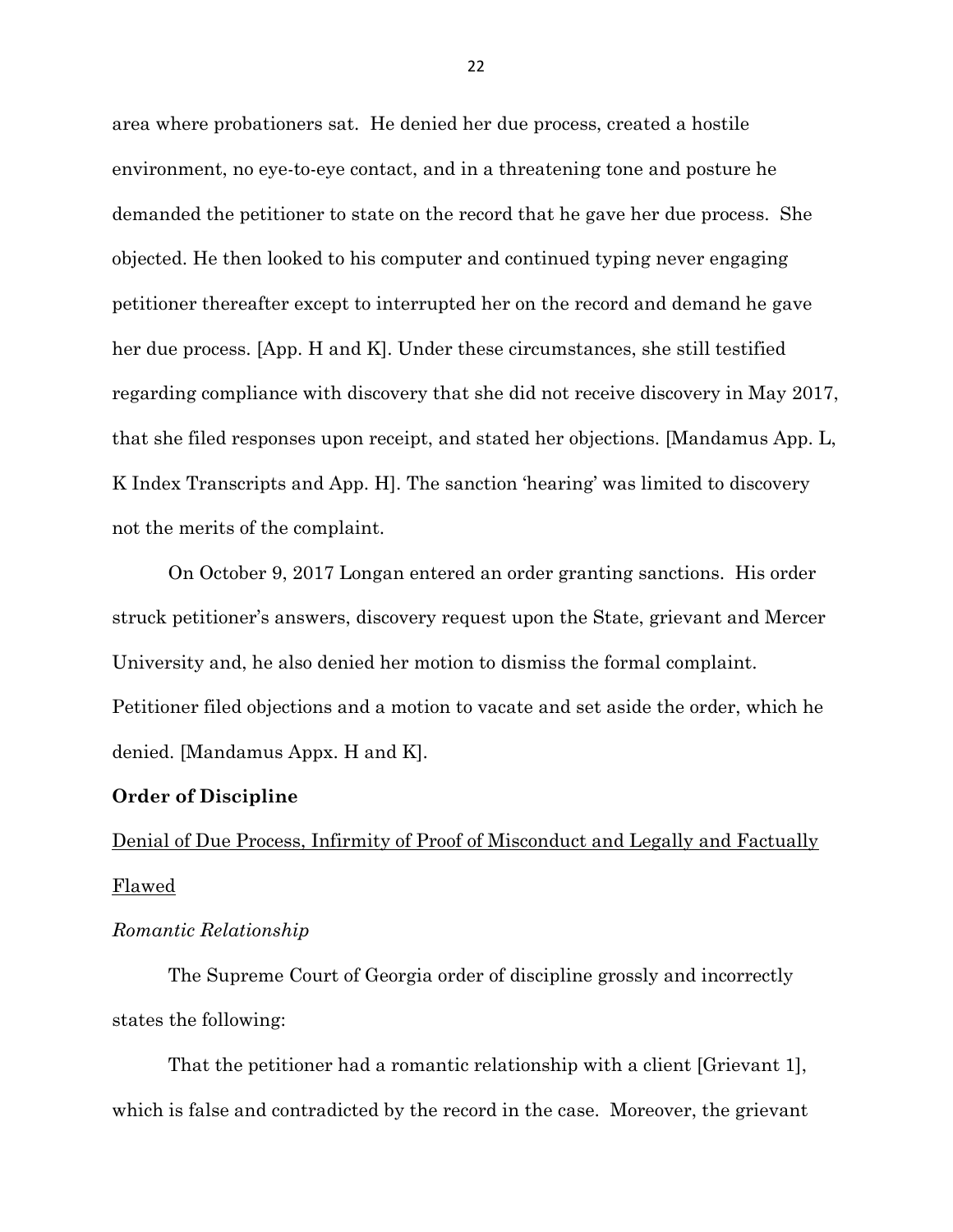area where probationers sat. He denied her due process, created a hostile environment, no eye-to-eye contact, and in a threatening tone and posture he demanded the petitioner to state on the record that he gave her due process. She objected. He then looked to his computer and continued typing never engaging petitioner thereafter except to interrupted her on the record and demand he gave her due process. [App. H and K]. Under these circumstances, she still testified regarding compliance with discovery that she did not receive discovery in May 2017, that she filed responses upon receipt, and stated her objections. [Mandamus App. L, K Index Transcripts and App. H]. The sanction 'hearing' was limited to discovery not the merits of the complaint.

On October 9, 2017 Longan entered an order granting sanctions. His order struck petitioner's answers, discovery request upon the State, grievant and Mercer University and, he also denied her motion to dismiss the formal complaint. Petitioner filed objections and a motion to vacate and set aside the order, which he denied. [Mandamus Appx. H and K].

**Order of Discipline**

<u>Denial of Due Process, Infirmity of Proof of Misconduct and Legally and Factually Flawed</u>

*Romantic Relationship*

The Supreme Court of Georgia order of discipline grossly and incorrectly states the following:

That the petitioner had a romantic relationship with a client [Grievant 1], which is false and contradicted by the record in the case. Moreover, the grievant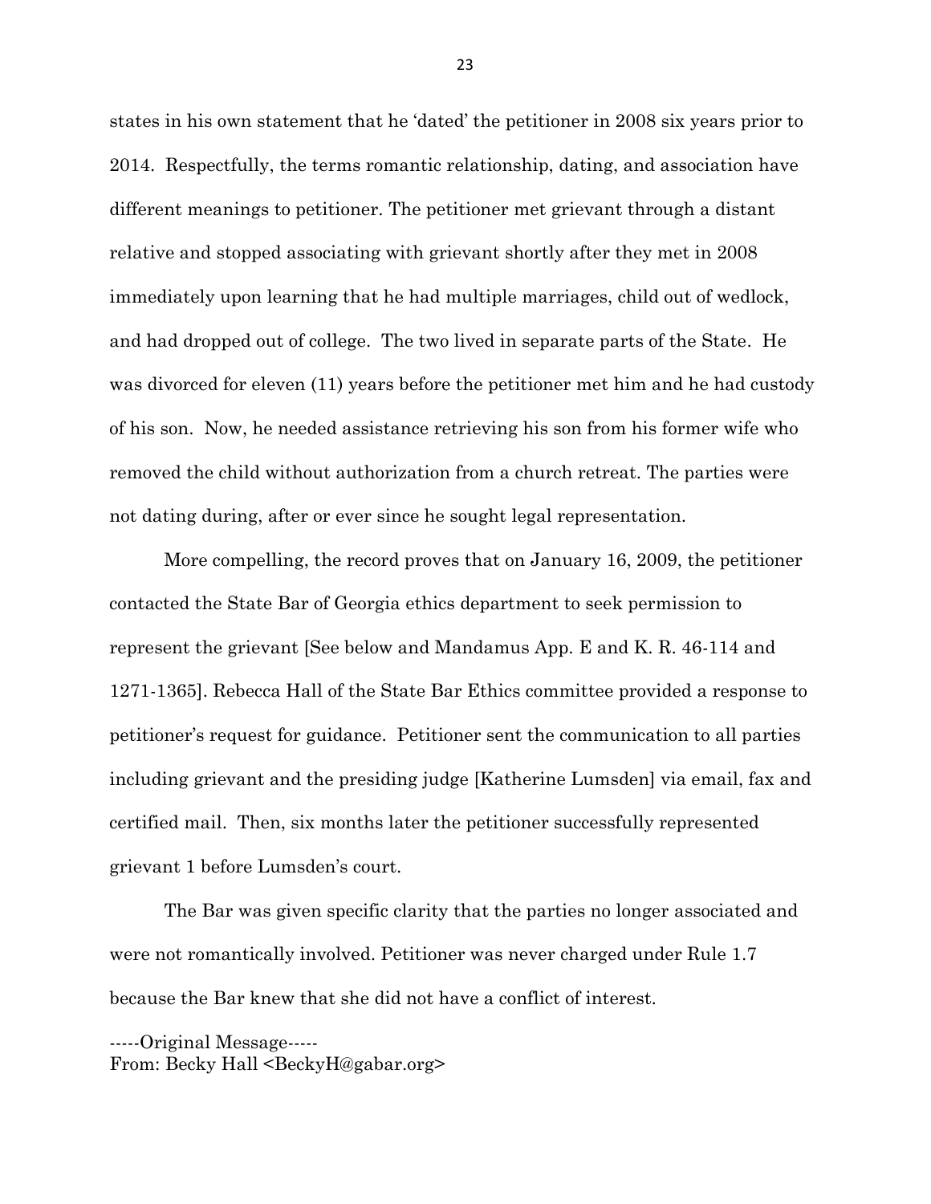states in his own statement that he 'dated' the petitioner in 2008 six years prior to 2014. Respectfully, the terms romantic relationship, dating, and association have different meanings to petitioner. The petitioner met grievant through a distant relative and stopped associating with grievant shortly after they met in 2008 immediately upon learning that he had multiple marriages, child out of wedlock, and had dropped out of college. The two lived in separate parts of the State. He was divorced for eleven (11) years before the petitioner met him and he had custody of his son. Now, he needed assistance retrieving his son from his former wife who removed the child without authorization from a church retreat. The parties were not dating during, after or ever since he sought legal representation.

More compelling, the record proves that on January 16, 2009, the petitioner contacted the State Bar of Georgia ethics department to seek permission to represent the grievant [See below and Mandamus App. E and K. R. 46-114 and 1271-1365]. Rebecca Hall of the State Bar Ethics committee provided a response to petitioner's request for guidance. Petitioner sent the communication to all parties including grievant and the presiding judge [Katherine Lumsden] via email, fax and certified mail. Then, six months later the petitioner successfully represented grievant 1 before Lumsden's court.

The Bar was given specific clarity that the parties no longer associated and were not romantically involved. Petitioner was never charged under Rule 1.7 because the Bar knew that she did not have a conflict of interest.

-----Original Message-----
From: Becky Hall <BeckyH@gabar.org>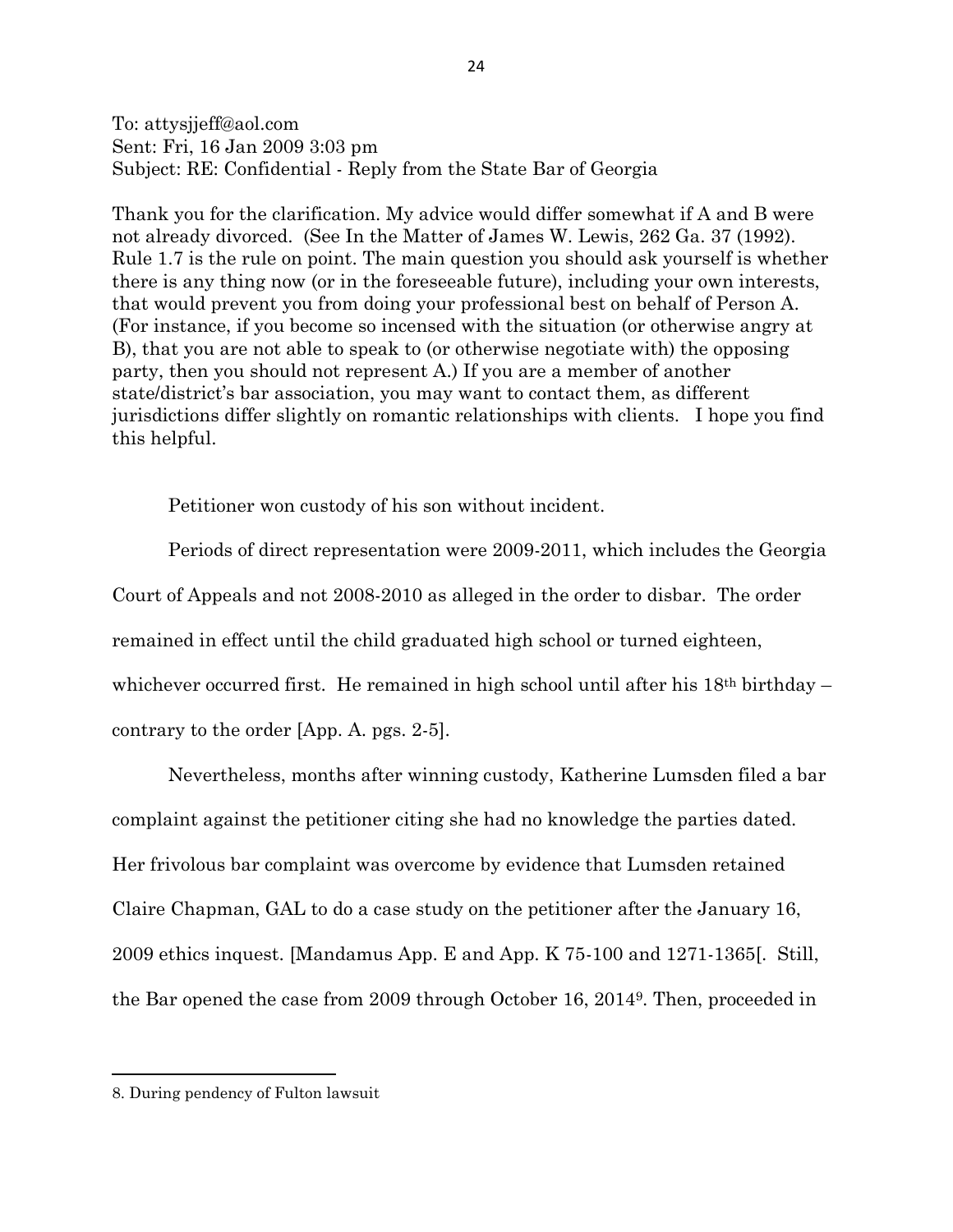To: attysjjeff@aol.com
Sent: Fri, 16 Jan 2009 3:03 pm
Subject: RE: Confidential - Reply from the State Bar of Georgia

Thank you for the clarification. My advice would differ somewhat if A and B were not already divorced. (See In the Matter of James W. Lewis, 262 Ga. 37 (1992). Rule 1.7 is the rule on point. The main question you should ask yourself is whether there is any thing now (or in the foreseeable future), including your own interests, that would prevent you from doing your professional best on behalf of Person A. (For instance, if you become so incensed with the situation (or otherwise angry at B), that you are not able to speak to (or otherwise negotiate with) the opposing party, then you should not represent A.) If you are a member of another state/district's bar association, you may want to contact them, as different jurisdictions differ slightly on romantic relationships with clients. I hope you find this helpful.

Petitioner won custody of his son without incident.

Periods of direct representation were 2009-2011, which includes the Georgia Court of Appeals and not 2008-2010 as alleged in the order to disbar. The order remained in effect until the child graduated high school or turned eighteen, whichever occurred first. He remained in high school until after his 18th birthday – contrary to the order [App. A. pgs. 2-5].

Nevertheless, months after winning custody, Katherine Lumsden filed a bar complaint against the petitioner citing she had no knowledge the parties dated. Her frivolous bar complaint was overcome by evidence that Lumsden retained Claire Chapman, GAL to do a case study on the petitioner after the January 16, 2009 ethics inquest. [Mandamus App. E and App. K 75-100 and 1271-1365[. Still, the Bar opened the case from 2009 through October 16, 2014[9]. Then, proceeded in

8. During pendency of Fulton lawsuit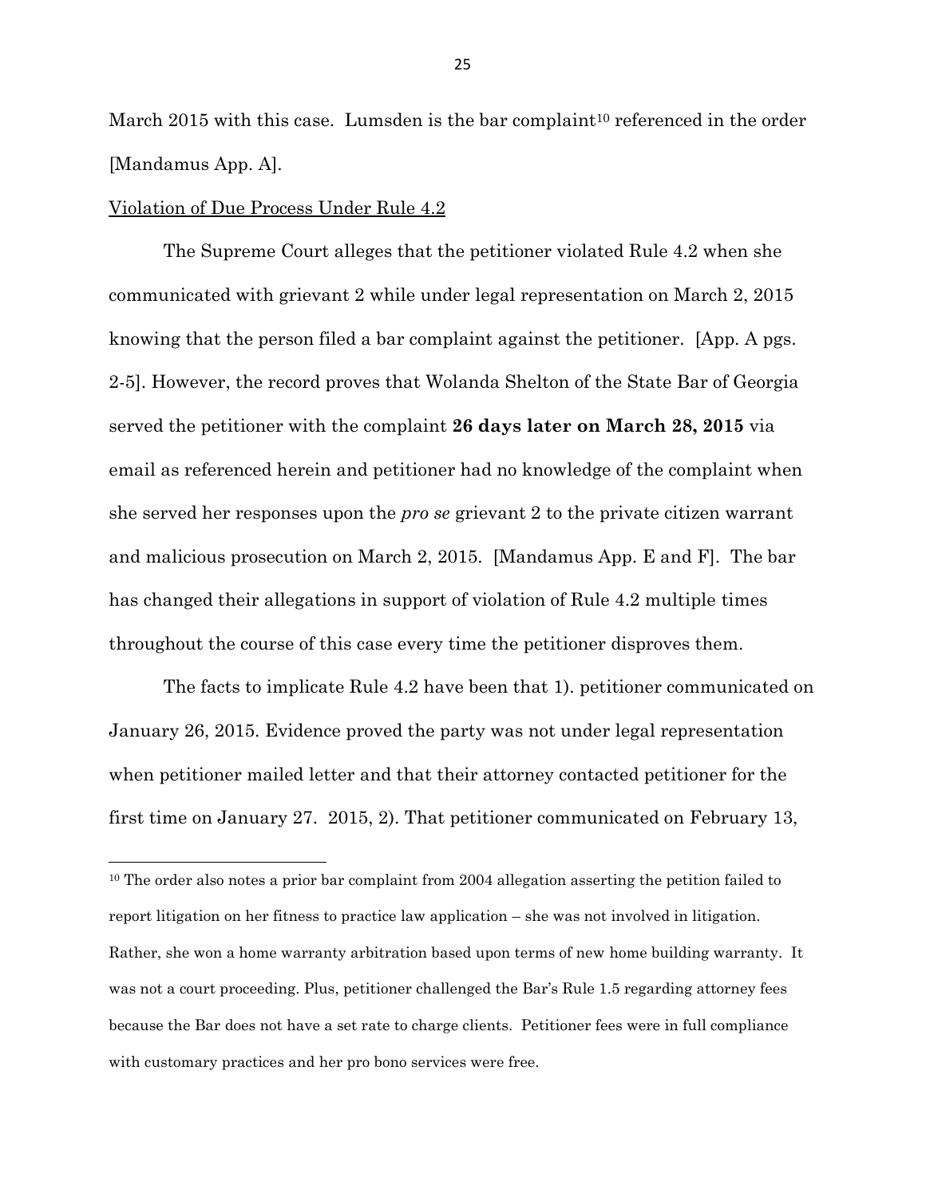March 2015 with this case. Lumsden is the bar complaint[10] referenced in the order [Mandamus App. A].

Violation of Due Process Under Rule 4.2

The Supreme Court alleges that the petitioner violated Rule 4.2 when she communicated with grievant 2 while under legal representation on March 2, 2015 knowing that the person filed a bar complaint against the petitioner. [App. A pgs. 2-5]. However, the record proves that Wolanda Shelton of the State Bar of Georgia served the petitioner with the complaint **26 days later on March 28, 2015** via email as referenced herein and petitioner had no knowledge of the complaint when she served her responses upon the *pro se* grievant 2 to the private citizen warrant and malicious prosecution on March 2, 2015. [Mandamus App. E and F]. The bar has changed their allegations in support of violation of Rule 4.2 multiple times throughout the course of this case every time the petitioner disproves them.

The facts to implicate Rule 4.2 have been that 1). petitioner communicated on January 26, 2015. Evidence proved the party was not under legal representation when petitioner mailed letter and that their attorney contacted petitioner for the first time on January 27. 2015, 2). That petitioner communicated on February 13,

[10] The order also notes a prior bar complaint from 2004 allegation asserting the petition failed to report litigation on her fitness to practice law application – she was not involved in litigation. Rather, she won a home warranty arbitration based upon terms of new home building warranty. It was not a court proceeding. Plus, petitioner challenged the Bar's Rule 1.5 regarding attorney fees because the Bar does not have a set rate to charge clients. Petitioner fees were in full compliance with customary practices and her pro bono services were free.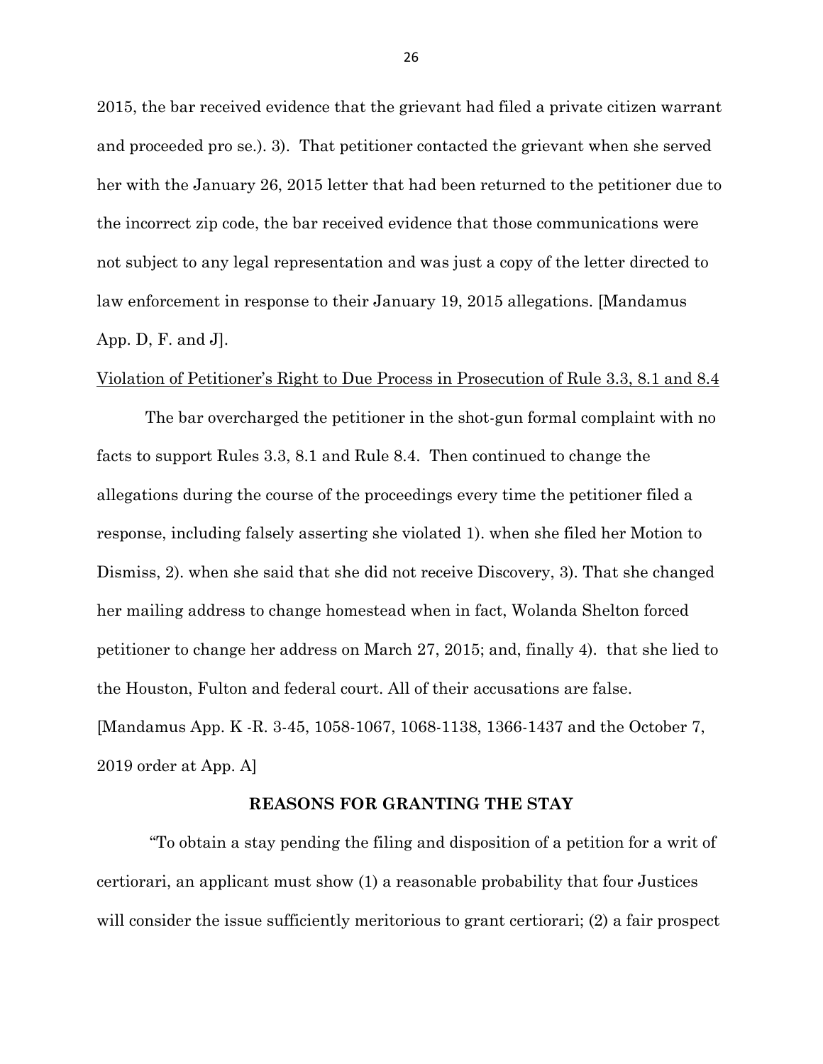2015, the bar received evidence that the grievant had filed a private citizen warrant and proceeded pro se.). 3). That petitioner contacted the grievant when she served her with the January 26, 2015 letter that had been returned to the petitioner due to the incorrect zip code, the bar received evidence that those communications were not subject to any legal representation and was just a copy of the letter directed to law enforcement in response to their January 19, 2015 allegations. [Mandamus App. D, F. and J].

<u>Violation of Petitioner's Right to Due Process in Prosecution of Rule 3.3, 8.1 and 8.4</u>

The bar overcharged the petitioner in the shot-gun formal complaint with no facts to support Rules 3.3, 8.1 and Rule 8.4. Then continued to change the allegations during the course of the proceedings every time the petitioner filed a response, including falsely asserting she violated 1). when she filed her Motion to Dismiss, 2). when she said that she did not receive Discovery, 3). That she changed her mailing address to change homestead when in fact, Wolanda Shelton forced petitioner to change her address on March 27, 2015; and, finally 4). that she lied to the Houston, Fulton and federal court. All of their accusations are false. [Mandamus App. K -R. 3-45, 1058-1067, 1068-1138, 1366-1437 and the October 7, 2019 order at App. A]

**REASONS FOR GRANTING THE STAY**

"To obtain a stay pending the filing and disposition of a petition for a writ of certiorari, an applicant must show (1) a reasonable probability that four Justices will consider the issue sufficiently meritorious to grant certiorari; (2) a fair prospect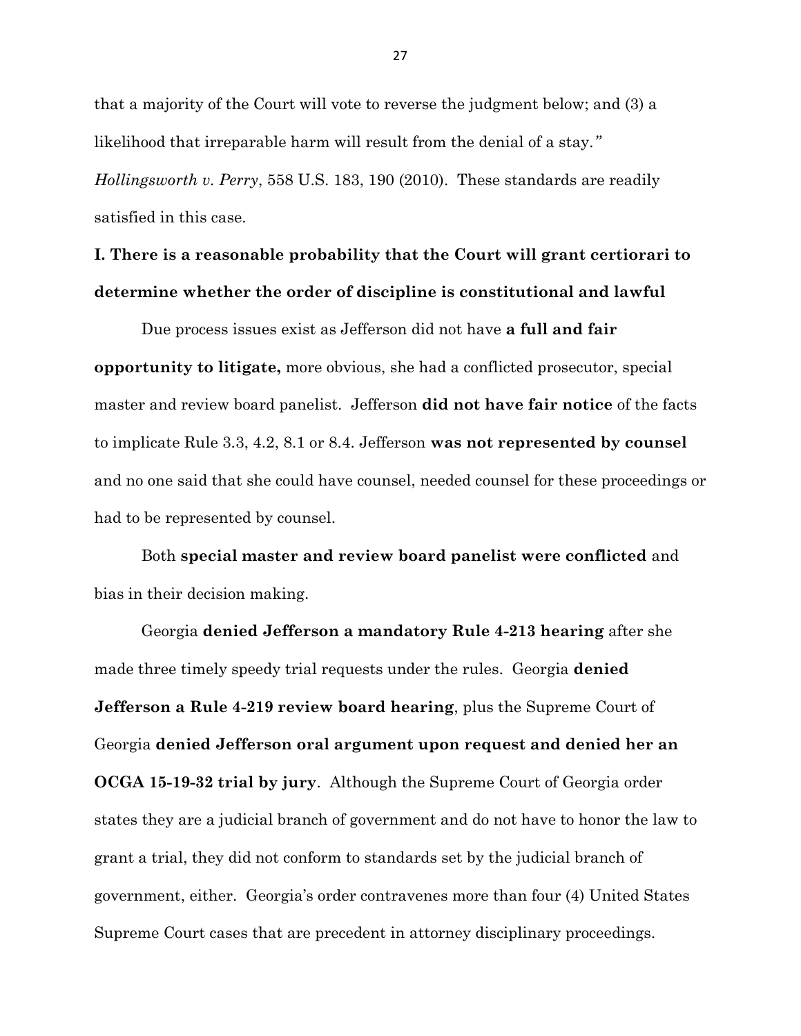that a majority of the Court will vote to reverse the judgment below; and (3) a likelihood that irreparable harm will result from the denial of a stay." *Hollingsworth v. Perry*, 558 U.S. 183, 190 (2010). These standards are readily satisfied in this case.

**I. There is a reasonable probability that the Court will grant certiorari to determine whether the order of discipline is constitutional and lawful**

Due process issues exist as Jefferson did not have **a full and fair opportunity to litigate,** more obvious, she had a conflicted prosecutor, special master and review board panelist. Jefferson **did not have fair notice** of the facts to implicate Rule 3.3, 4.2, 8.1 or 8.4. Jefferson **was not represented by counsel** and no one said that she could have counsel, needed counsel for these proceedings or had to be represented by counsel.

Both **special master and review board panelist were conflicted** and bias in their decision making.

Georgia **denied Jefferson a mandatory Rule 4-213 hearing** after she made three timely speedy trial requests under the rules. Georgia **denied Jefferson a Rule 4-219 review board hearing**, plus the Supreme Court of Georgia **denied Jefferson oral argument upon request and denied her an OCGA 15-19-32 trial by jury**. Although the Supreme Court of Georgia order states they are a judicial branch of government and do not have to honor the law to grant a trial, they did not conform to standards set by the judicial branch of government, either. Georgia's order contravenes more than four (4) United States Supreme Court cases that are precedent in attorney disciplinary proceedings.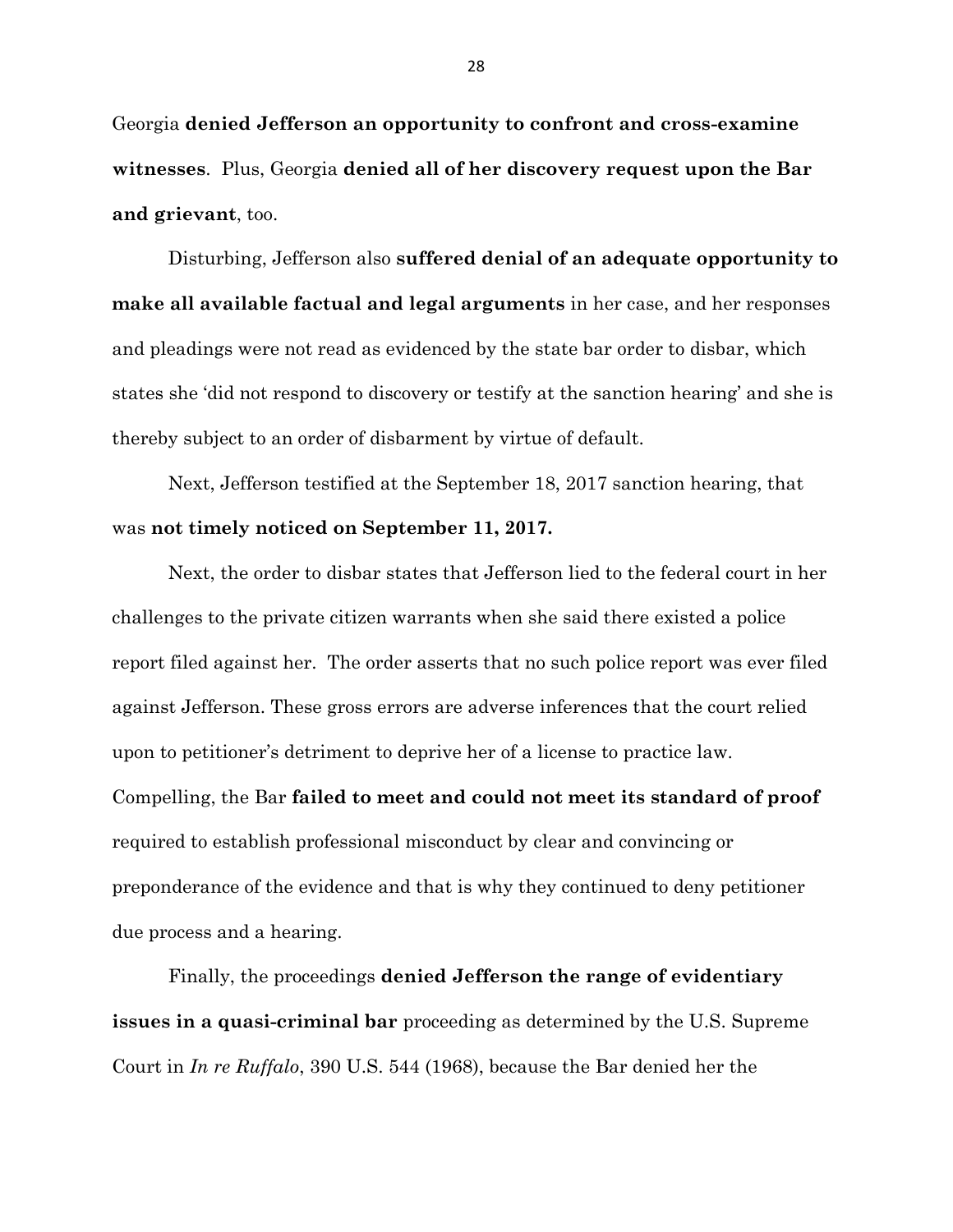Georgia **denied Jefferson an opportunity to confront and cross-examine witnesses**. Plus, Georgia **denied all of her discovery request upon the Bar and grievant**, too.

Disturbing, Jefferson also **suffered denial of an adequate opportunity to make all available factual and legal arguments** in her case, and her responses and pleadings were not read as evidenced by the state bar order to disbar, which states she 'did not respond to discovery or testify at the sanction hearing' and she is thereby subject to an order of disbarment by virtue of default.

Next, Jefferson testified at the September 18, 2017 sanction hearing, that was **not timely noticed on September 11, 2017.**

Next, the order to disbar states that Jefferson lied to the federal court in her challenges to the private citizen warrants when she said there existed a police report filed against her. The order asserts that no such police report was ever filed against Jefferson. These gross errors are adverse inferences that the court relied upon to petitioner's detriment to deprive her of a license to practice law. Compelling, the Bar **failed to meet and could not meet its standard of proof** required to establish professional misconduct by clear and convincing or preponderance of the evidence and that is why they continued to deny petitioner due process and a hearing.

Finally, the proceedings **denied Jefferson the range of evidentiary issues in a quasi-criminal bar** proceeding as determined by the U.S. Supreme Court in *In re Ruffalo*, 390 U.S. 544 (1968), because the Bar denied her the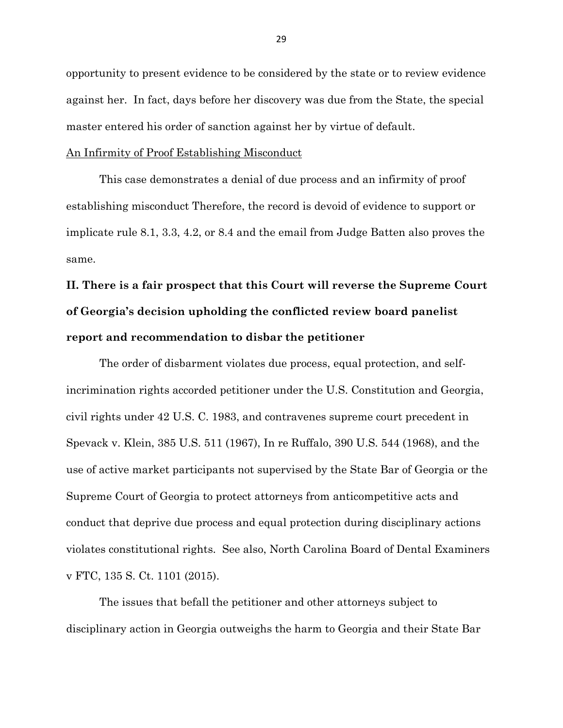opportunity to present evidence to be considered by the state or to review evidence against her. In fact, days before her discovery was due from the State, the special master entered his order of sanction against her by virtue of default.

<u>An Infirmity of Proof Establishing Misconduct</u>

This case demonstrates a denial of due process and an infirmity of proof establishing misconduct Therefore, the record is devoid of evidence to support or implicate rule 8.1, 3.3, 4.2, or 8.4 and the email from Judge Batten also proves the same.

**II. There is a fair prospect that this Court will reverse the Supreme Court of Georgia's decision upholding the conflicted review board panelist report and recommendation to disbar the petitioner**

The order of disbarment violates due process, equal protection, and self-incrimination rights accorded petitioner under the U.S. Constitution and Georgia, civil rights under 42 U.S. C. 1983, and contravenes supreme court precedent in Spevack v. Klein, 385 U.S. 511 (1967), In re Ruffalo, 390 U.S. 544 (1968), and the use of active market participants not supervised by the State Bar of Georgia or the Supreme Court of Georgia to protect attorneys from anticompetitive acts and conduct that deprive due process and equal protection during disciplinary actions violates constitutional rights. See also, North Carolina Board of Dental Examiners v FTC, 135 S. Ct. 1101 (2015).

The issues that befall the petitioner and other attorneys subject to disciplinary action in Georgia outweighs the harm to Georgia and their State Bar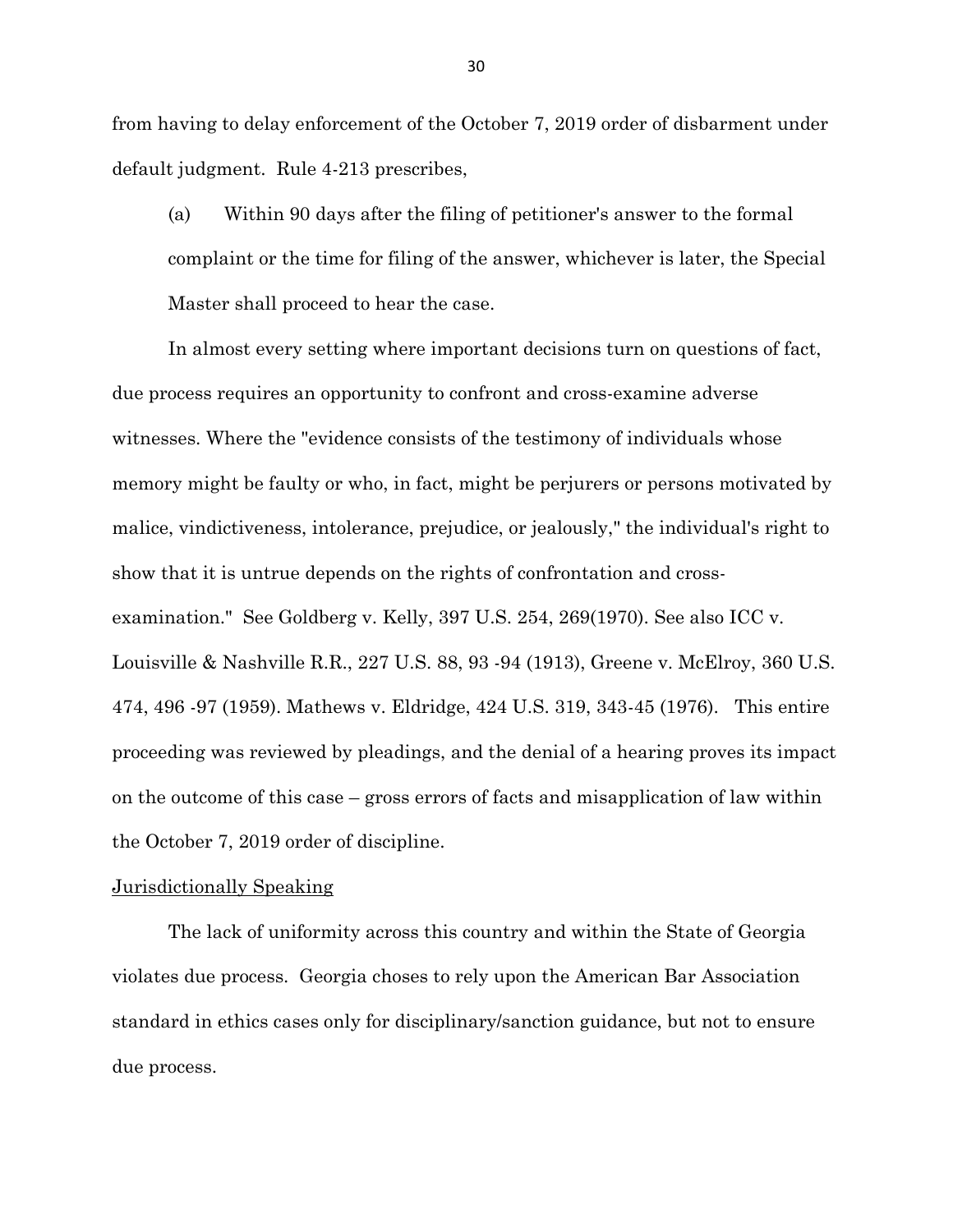from having to delay enforcement of the October 7, 2019 order of disbarment under default judgment. Rule 4-213 prescribes,

> (a) Within 90 days after the filing of petitioner's answer to the formal complaint or the time for filing of the answer, whichever is later, the Special Master shall proceed to hear the case.

In almost every setting where important decisions turn on questions of fact, due process requires an opportunity to confront and cross-examine adverse witnesses. Where the "evidence consists of the testimony of individuals whose memory might be faulty or who, in fact, might be perjurers or persons motivated by malice, vindictiveness, intolerance, prejudice, or jealously," the individual's right to show that it is untrue depends on the rights of confrontation and cross-examination." See Goldberg v. Kelly, 397 U.S. 254, 269(1970). See also ICC v. Louisville & Nashville R.R., 227 U.S. 88, 93 -94 (1913), Greene v. McElroy, 360 U.S. 474, 496 -97 (1959). Mathews v. Eldridge, 424 U.S. 319, 343-45 (1976). This entire proceeding was reviewed by pleadings, and the denial of a hearing proves its impact on the outcome of this case – gross errors of facts and misapplication of law within the October 7, 2019 order of discipline.

<u>Jurisdictionally Speaking</u>

The lack of uniformity across this country and within the State of Georgia violates due process. Georgia choses to rely upon the American Bar Association standard in ethics cases only for disciplinary/sanction guidance, but not to ensure due process.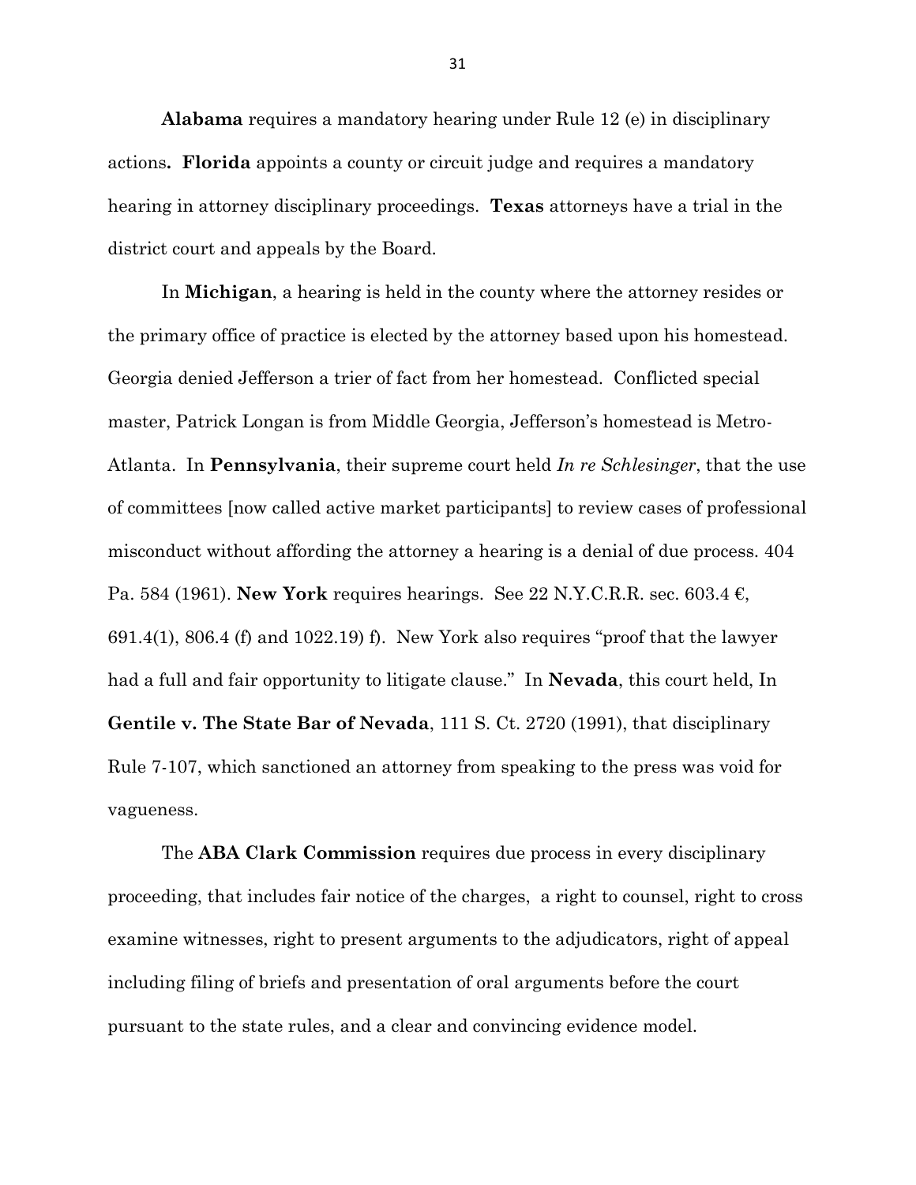**Alabama** requires a mandatory hearing under Rule 12 (e) in disciplinary actions**.** **Florida** appoints a county or circuit judge and requires a mandatory hearing in attorney disciplinary proceedings. **Texas** attorneys have a trial in the district court and appeals by the Board.

In **Michigan**, a hearing is held in the county where the attorney resides or the primary office of practice is elected by the attorney based upon his homestead. Georgia denied Jefferson a trier of fact from her homestead. Conflicted special master, Patrick Longan is from Middle Georgia, Jefferson's homestead is Metro-Atlanta. In **Pennsylvania**, their supreme court held *In re Schlesinger*, that the use of committees [now called active market participants] to review cases of professional misconduct without affording the attorney a hearing is a denial of due process. 404 Pa. 584 (1961). **New York** requires hearings. See 22 N.Y.C.R.R. sec. 603.4 €, 691.4(1), 806.4 (f) and 1022.19) f). New York also requires "proof that the lawyer had a full and fair opportunity to litigate clause." In **Nevada**, this court held, In **Gentile v. The State Bar of Nevada**, 111 S. Ct. 2720 (1991), that disciplinary Rule 7-107, which sanctioned an attorney from speaking to the press was void for vagueness.

The **ABA Clark Commission** requires due process in every disciplinary proceeding, that includes fair notice of the charges, a right to counsel, right to cross examine witnesses, right to present arguments to the adjudicators, right of appeal including filing of briefs and presentation of oral arguments before the court pursuant to the state rules, and a clear and convincing evidence model.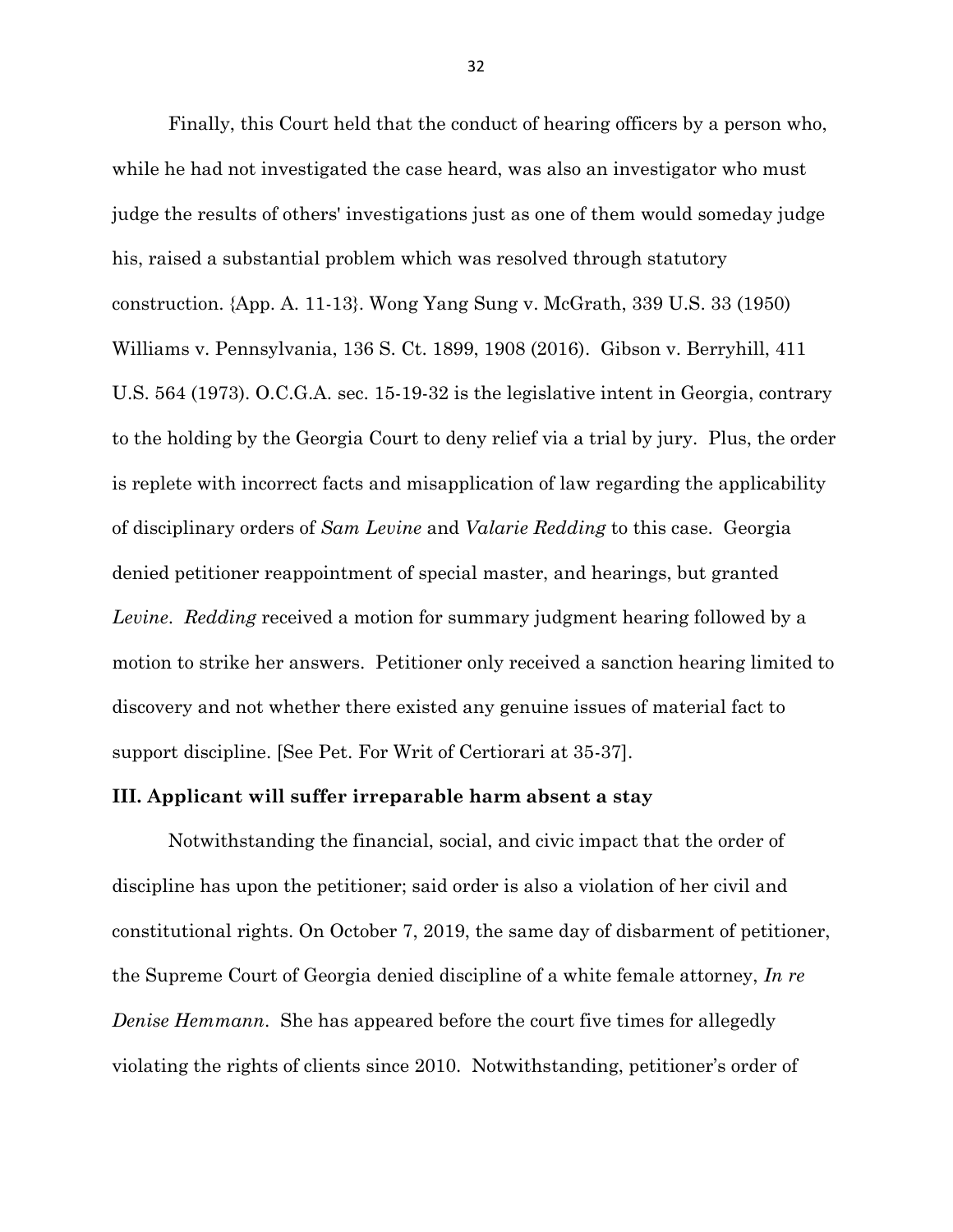Finally, this Court held that the conduct of hearing officers by a person who, while he had not investigated the case heard, was also an investigator who must judge the results of others' investigations just as one of them would someday judge his, raised a substantial problem which was resolved through statutory construction. {App. A. 11-13}. Wong Yang Sung v. McGrath, 339 U.S. 33 (1950) Williams v. Pennsylvania, 136 S. Ct. 1899, 1908 (2016). Gibson v. Berryhill, 411 U.S. 564 (1973). O.C.G.A. sec. 15-19-32 is the legislative intent in Georgia, contrary to the holding by the Georgia Court to deny relief via a trial by jury. Plus, the order is replete with incorrect facts and misapplication of law regarding the applicability of disciplinary orders of *Sam Levine* and *Valarie Redding* to this case. Georgia denied petitioner reappointment of special master, and hearings, but granted *Levine*. *Redding* received a motion for summary judgment hearing followed by a motion to strike her answers. Petitioner only received a sanction hearing limited to discovery and not whether there existed any genuine issues of material fact to support discipline. [See Pet. For Writ of Certiorari at 35-37].

### III. Applicant will suffer irreparable harm absent a stay

Notwithstanding the financial, social, and civic impact that the order of discipline has upon the petitioner; said order is also a violation of her civil and constitutional rights. On October 7, 2019, the same day of disbarment of petitioner, the Supreme Court of Georgia denied discipline of a white female attorney, *In re Denise Hemmann*. She has appeared before the court five times for allegedly violating the rights of clients since 2010. Notwithstanding, petitioner's order of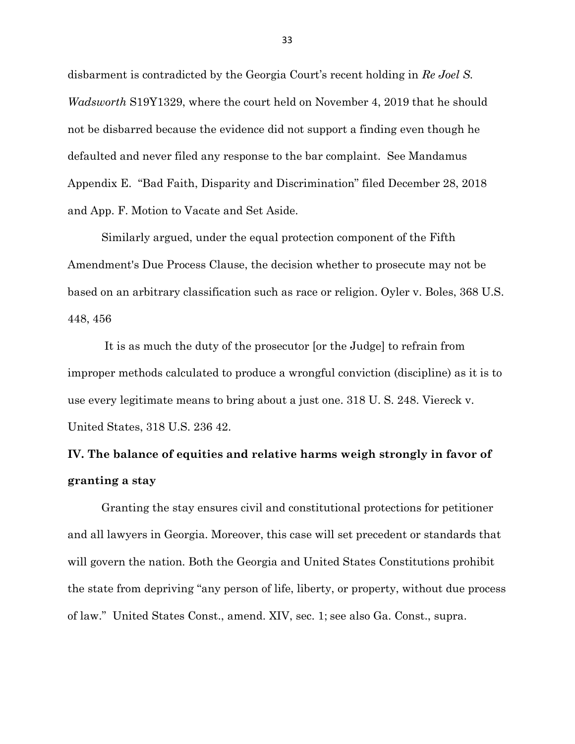disbarment is contradicted by the Georgia Court's recent holding in *Re Joel S. Wadsworth* S19Y1329, where the court held on November 4, 2019 that he should not be disbarred because the evidence did not support a finding even though he defaulted and never filed any response to the bar complaint. See Mandamus Appendix E. "Bad Faith, Disparity and Discrimination" filed December 28, 2018 and App. F. Motion to Vacate and Set Aside.

Similarly argued, under the equal protection component of the Fifth Amendment's Due Process Clause, the decision whether to prosecute may not be based on an arbitrary classification such as race or religion. Oyler v. Boles, 368 U.S. 448, 456

It is as much the duty of the prosecutor [or the Judge] to refrain from improper methods calculated to produce a wrongful conviction (discipline) as it is to use every legitimate means to bring about a just one. 318 U. S. 248. Viereck v. United States, 318 U.S. 236 42.

**IV. The balance of equities and relative harms weigh strongly in favor of granting a stay**

Granting the stay ensures civil and constitutional protections for petitioner and all lawyers in Georgia. Moreover, this case will set precedent or standards that will govern the nation. Both the Georgia and United States Constitutions prohibit the state from depriving "any person of life, liberty, or property, without due process of law." United States Const., amend. XIV, sec. 1; see also Ga. Const., supra.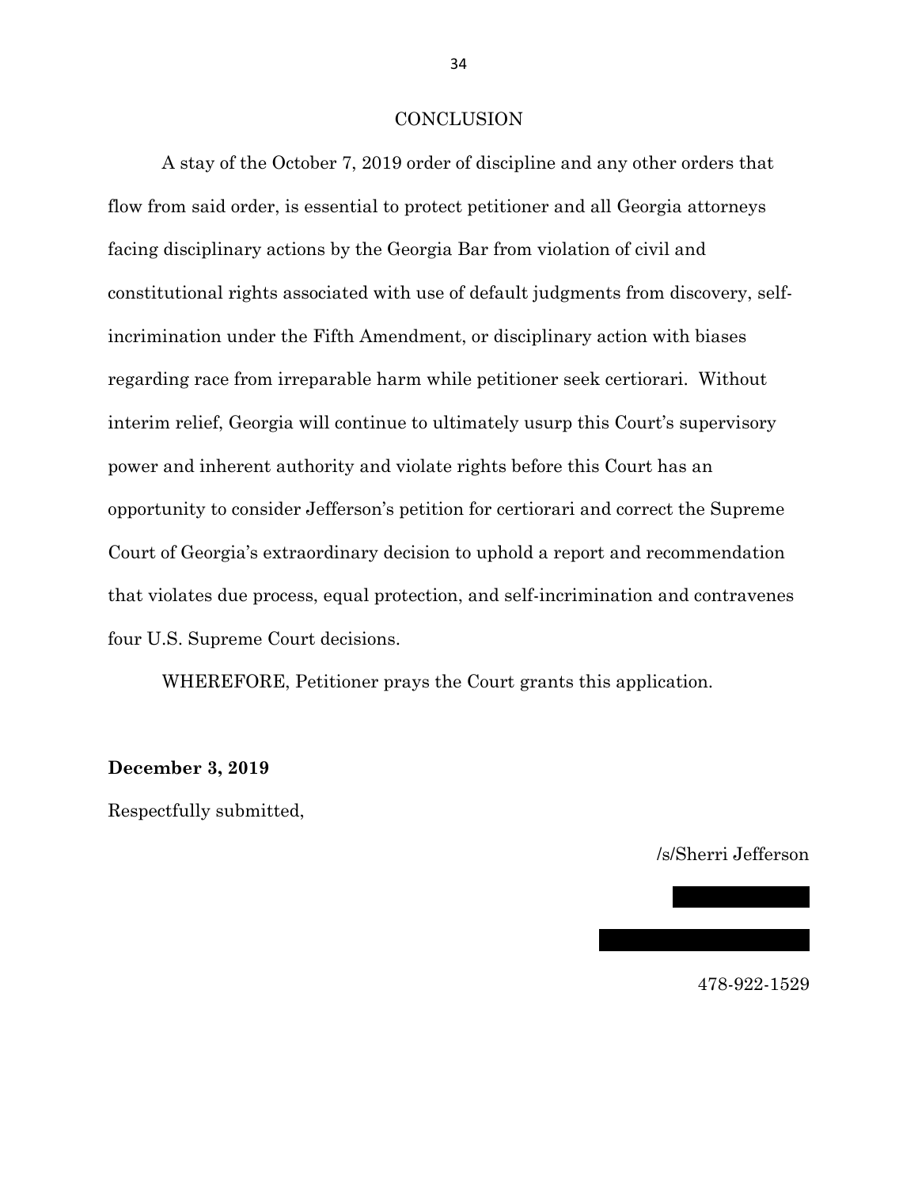## CONCLUSION

A stay of the October 7, 2019 order of discipline and any other orders that flow from said order, is essential to protect petitioner and all Georgia attorneys facing disciplinary actions by the Georgia Bar from violation of civil and constitutional rights associated with use of default judgments from discovery, self-incrimination under the Fifth Amendment, or disciplinary action with biases regarding race from irreparable harm while petitioner seek certiorari. Without interim relief, Georgia will continue to ultimately usurp this Court's supervisory power and inherent authority and violate rights before this Court has an opportunity to consider Jefferson's petition for certiorari and correct the Supreme Court of Georgia's extraordinary decision to uphold a report and recommendation that violates due process, equal protection, and self-incrimination and contravenes four U.S. Supreme Court decisions.

WHEREFORE, Petitioner prays the Court grants this application.

**December 3, 2019**

Respectfully submitted,

/s/Sherri Jefferson

478-922-1529